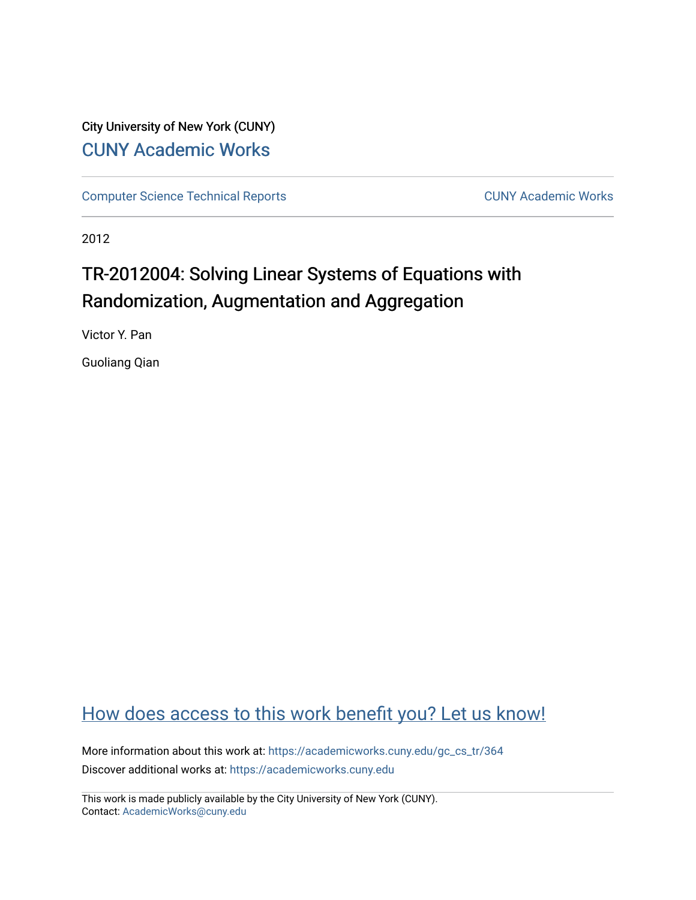City University of New York (CUNY)

[CUNY Academic Works](https://academicworks.cuny.edu)

[Computer Science Technical Reports](https://academicworks.cuny.edu/gc_cs_tr) | [CUNY Academic Works](https://academicworks.cuny.edu)

2012

# TR-2012004: Solving Linear Systems of Equations with Randomization, Augmentation and Aggregation

Victor Y. Pan

Guoliang Qian

[How does access to this work benefit you? Let us know!](https://academicworks.cuny.edu)

More information about this work at: https://academicworks.cuny.edu/gc_cs_tr/364

Discover additional works at: https://academicworks.cuny.edu

This work is made publicly available by the City University of New York (CUNY).
Contact: AcademicWorks@cuny.edu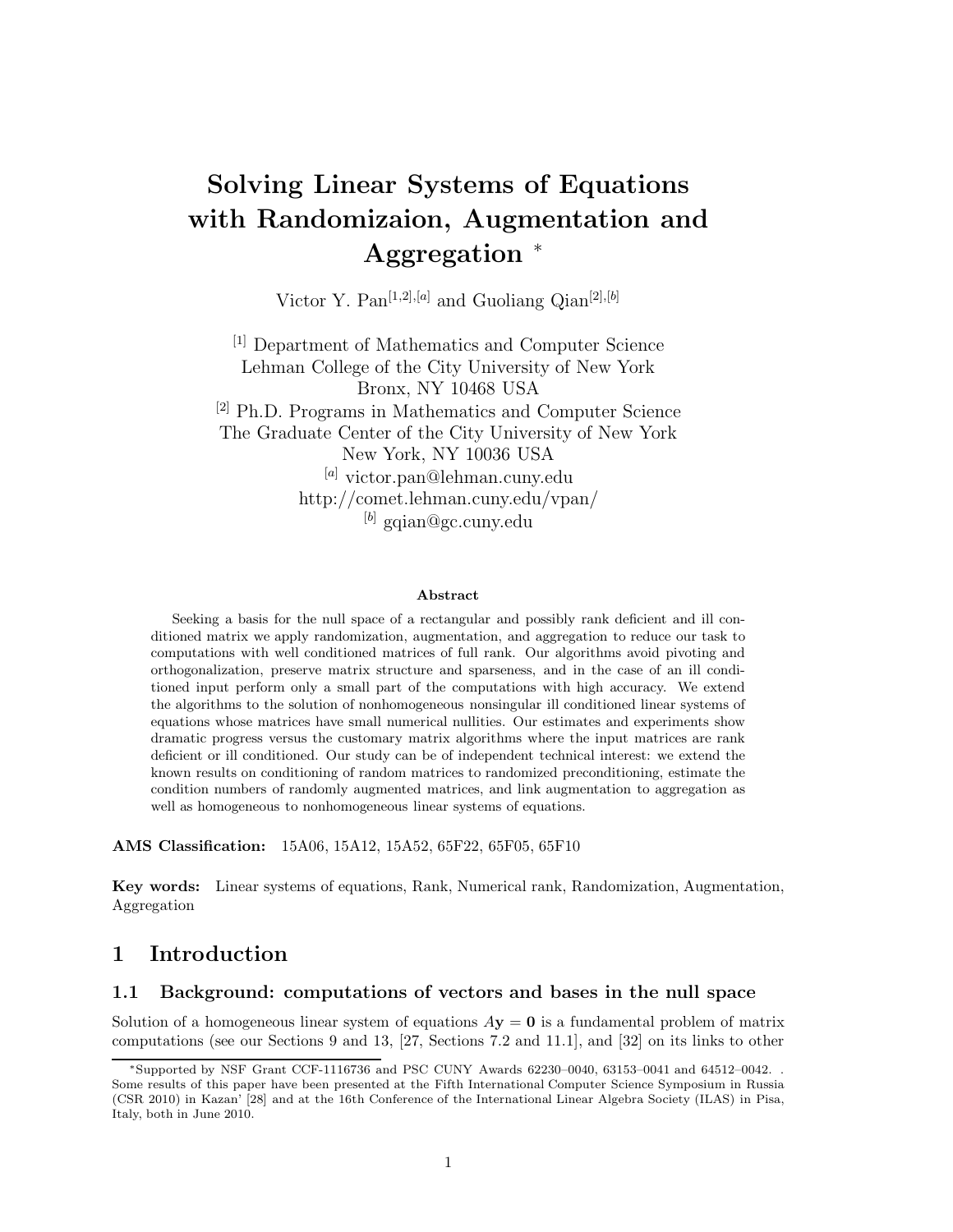# Solving Linear Systems of Equations with Randomizaion, Augmentation and Aggregation *

Victor Y. Pan[1,2],[a] and Guoliang Qian[2],[b]

[1] Department of Mathematics and Computer Science
Lehman College of the City University of New York
Bronx, NY 10468 USA
[2] Ph.D. Programs in Mathematics and Computer Science
The Graduate Center of the City University of New York
New York, NY 10036 USA
[a] victor.pan@lehman.cuny.edu
http://comet.lehman.cuny.edu/vpan/
[b] gqian@gc.cuny.edu

### Abstract

Seeking a basis for the null space of a rectangular and possibly rank deficient and ill conditioned matrix we apply randomization, augmentation, and aggregation to reduce our task to computations with well conditioned matrices of full rank. Our algorithms avoid pivoting and orthogonalization, preserve matrix structure and sparseness, and in the case of an ill conditioned input perform only a small part of the computations with high accuracy. We extend the algorithms to the solution of nonhomogeneous nonsingular ill conditioned linear systems of equations whose matrices have small numerical nullities. Our estimates and experiments show dramatic progress versus the customary matrix algorithms where the input matrices are rank deficient or ill conditioned. Our study can be of independent technical interest: we extend the known results on conditioning of random matrices to randomized preconditioning, estimate the condition numbers of randomly augmented matrices, and link augmentation to aggregation as well as homogeneous to nonhomogeneous linear systems of equations.

**AMS Classification:** 15A06, 15A12, 15A52, 65F22, 65F05, 65F10

**Key words:** Linear systems of equations, Rank, Numerical rank, Randomization, Augmentation, Aggregation

## 1 Introduction

### 1.1 Background: computations of vectors and bases in the null space

Solution of a homogeneous linear system of equations $A\mathbf{y} = \mathbf{0}$ is a fundamental problem of matrix computations (see our Sections 9 and 13, [27, Sections 7.2 and 11.1], and [32] on its links to other

*Supported by NSF Grant CCF-1116736 and PSC CUNY Awards 62230–0040, 63153–0041 and 64512–0042. . Some results of this paper have been presented at the Fifth International Computer Science Symposium in Russia (CSR 2010) in Kazan' [28] and at the 16th Conference of the International Linear Algebra Society (ILAS) in Pisa, Italy, both in June 2010.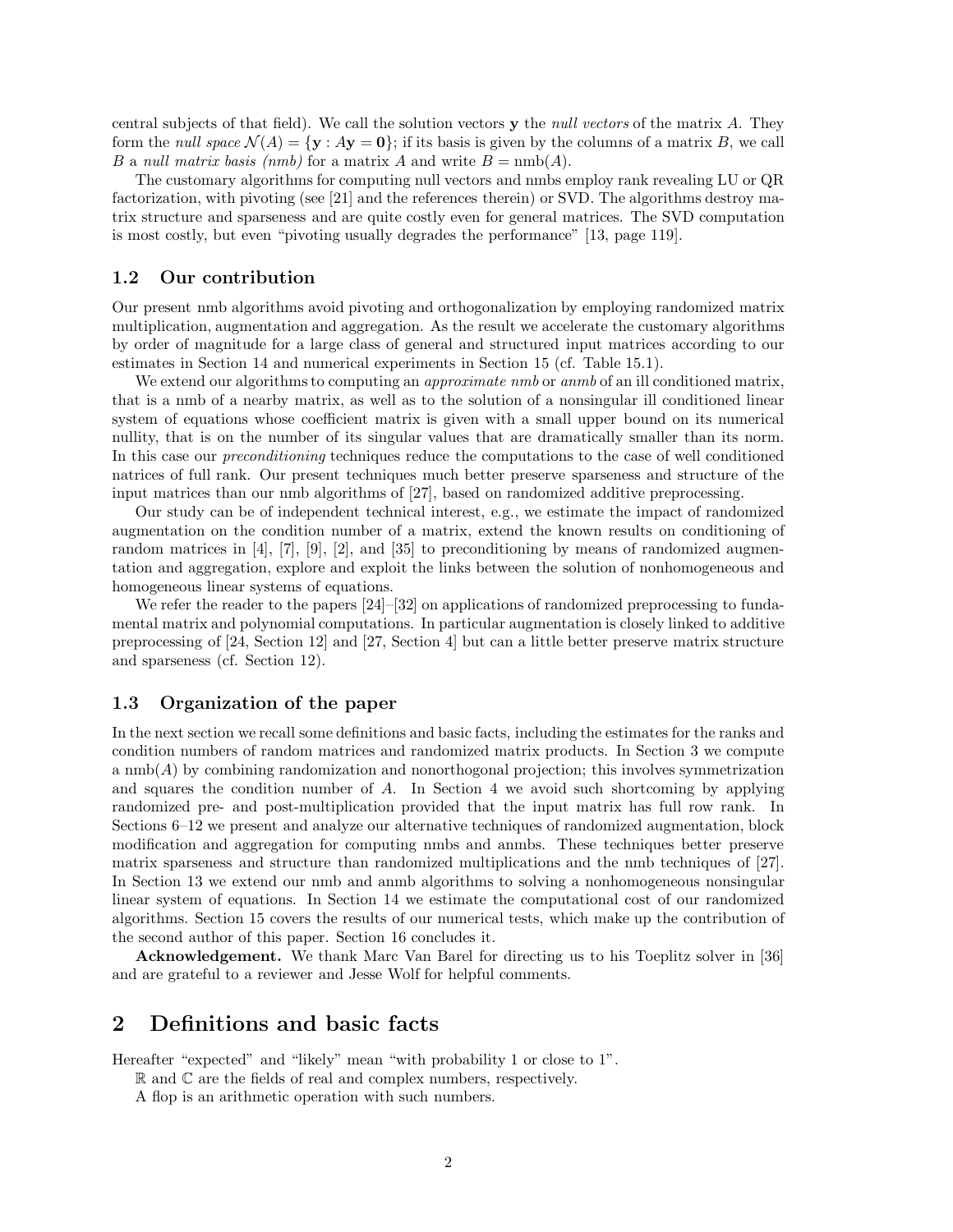central subjects of that field). We call the solution vectors $\mathbf{y}$ the *null vectors* of the matrix $A$. They form the *null space* $\mathcal{N}(A) = \{\mathbf{y} : A\mathbf{y} = \mathbf{0}\}$; if its basis is given by the columns of a matrix $B$, we call $B$ a *null matrix basis (nmb)* for a matrix $A$ and write $B = \text{nmb}(A)$.

The customary algorithms for computing null vectors and nmbs employ rank revealing LU or QR factorization, with pivoting (see [21] and the references therein) or SVD. The algorithms destroy matrix structure and sparseness and are quite costly even for general matrices. The SVD computation is most costly, but even "pivoting usually degrades the performance" [13, page 119].

### 1.2 Our contribution

Our present nmb algorithms avoid pivoting and orthogonalization by employing randomized matrix multiplication, augmentation and aggregation. As the result we accelerate the customary algorithms by order of magnitude for a large class of general and structured input matrices according to our estimates in Section 14 and numerical experiments in Section 15 (cf. Table 15.1).

We extend our algorithms to computing an *approximate nmb* or *anmb* of an ill conditioned matrix, that is a nmb of a nearby matrix, as well as to the solution of a nonsingular ill conditioned linear system of equations whose coefficient matrix is given with a small upper bound on its numerical nullity, that is on the number of its singular values that are dramatically smaller than its norm. In this case our *preconditioning* techniques reduce the computations to the case of well conditioned natrices of full rank. Our present techniques much better preserve sparseness and structure of the input matrices than our nmb algorithms of [27], based on randomized additive preprocessing.

Our study can be of independent technical interest, e.g., we estimate the impact of randomized augmentation on the condition number of a matrix, extend the known results on conditioning of random matrices in [4], [7], [9], [2], and [35] to preconditioning by means of randomized augmentation and aggregation, explore and exploit the links between the solution of nonhomogeneous and homogeneous linear systems of equations.

We refer the reader to the papers [24]–[32] on applications of randomized preprocessing to fundamental matrix and polynomial computations. In particular augmentation is closely linked to additive preprocessing of [24, Section 12] and [27, Section 4] but can a little better preserve matrix structure and sparseness (cf. Section 12).

### 1.3 Organization of the paper

In the next section we recall some definitions and basic facts, including the estimates for the ranks and condition numbers of random matrices and randomized matrix products. In Section 3 we compute a $\text{nmb}(A)$ by combining randomization and nonorthogonal projection; this involves symmetrization and squares the condition number of $A$. In Section 4 we avoid such shortcoming by applying randomized pre- and post-multiplication provided that the input matrix has full row rank. In Sections 6–12 we present and analyze our alternative techniques of randomized augmentation, block modification and aggregation for computing nmbs and anmbs. These techniques better preserve matrix sparseness and structure than randomized multiplications and the nmb techniques of [27]. In Section 13 we extend our nmb and anmb algorithms to solving a nonhomogeneous nonsingular linear system of equations. In Section 14 we estimate the computational cost of our randomized algorithms. Section 15 covers the results of our numerical tests, which make up the contribution of the second author of this paper. Section 16 concludes it.

**Acknowledgement.** We thank Marc Van Barel for directing us to his Toeplitz solver in [36] and are grateful to a reviewer and Jesse Wolf for helpful comments.

## 2 Definitions and basic facts

Hereafter "expected" and "likely" mean "with probability 1 or close to 1".

$\mathbb{R}$ and $\mathbb{C}$ are the fields of real and complex numbers, respectively.

A flop is an arithmetic operation with such numbers.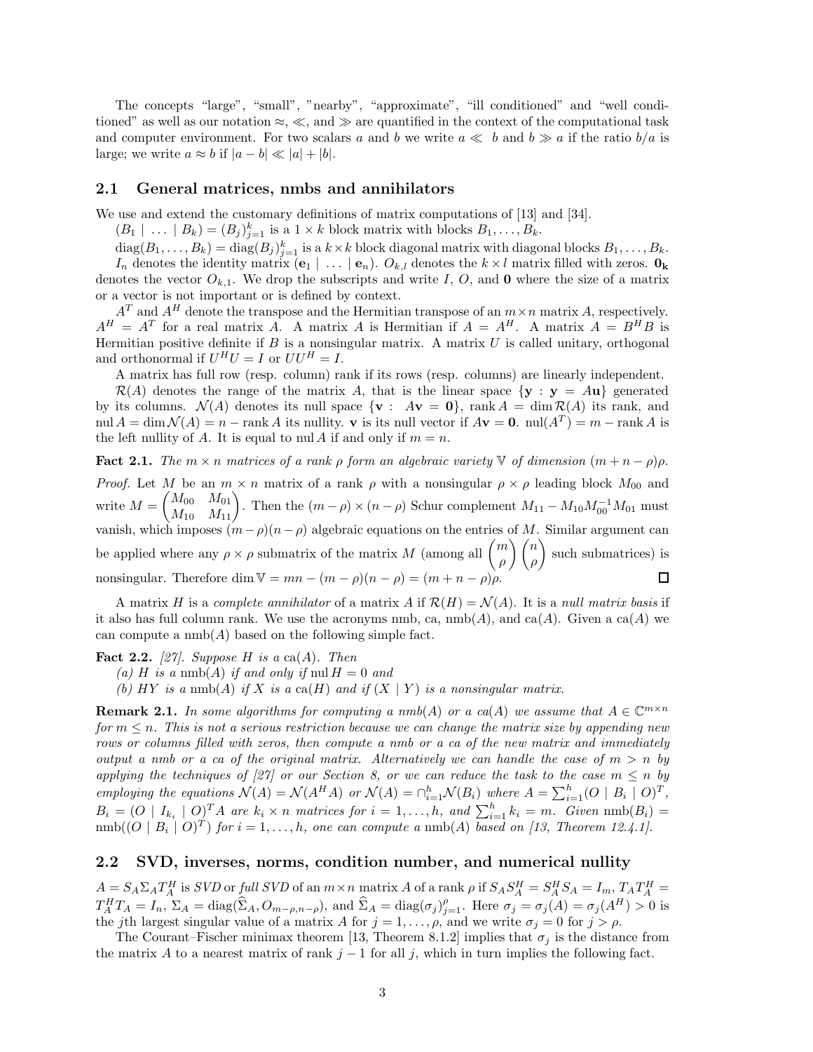The concepts "large", "small", "nearby", "approximate", "ill conditioned" and "well conditioned" as well as our notation $\approx$, $\ll$, and $\gg$ are quantified in the context of the computational task and computer environment. For two scalars $a$ and $b$ we write $a \ll b$ and $b \gg a$ if the ratio $b/a$ is large; we write $a \approx b$ if $|a-b| \ll |a|+|b|$.

## 2.1 General matrices, nmbs and annihilators

We use and extend the customary definitions of matrix computations of [13] and [34].

$(B_1 \mid \ldots \mid B_k) = (B_j)_{j=1}^k$ is a $1 \times k$ block matrix with blocks $B_1, \ldots, B_k$.

$\operatorname{diag}(B_1, \ldots, B_k) = \operatorname{diag}(B_j)_{j=1}^k$ is a $k \times k$ block diagonal matrix with diagonal blocks $B_1, \ldots, B_k$.

$I_n$ denotes the identity matrix $(\mathbf{e}_1 \mid \ldots \mid \mathbf{e}_n)$. $O_{k,l}$ denotes the $k \times l$ matrix filled with zeros. $\mathbf{0_k}$ denotes the vector $O_{k,1}$. We drop the subscripts and write $I$, $O$, and $\mathbf{0}$ where the size of a matrix or a vector is not important or is defined by context.

$A^T$ and $A^H$ denote the transpose and the Hermitian transpose of an $m \times n$ matrix $A$, respectively. $A^H = A^T$ for a real matrix $A$. A matrix $A$ is Hermitian if $A = A^H$. A matrix $A = B^H B$ is Hermitian positive definite if $B$ is a nonsingular matrix. A matrix $U$ is called unitary, orthogonal and orthonormal if $U^H U = I$ or $UU^H = I$.

A matrix has full row (resp. column) rank if its rows (resp. columns) are linearly independent.

$\mathcal{R}(A)$ denotes the range of the matrix $A$, that is the linear space $\{\mathbf{y} : \mathbf{y} = A\mathbf{u}\}$ generated by its columns. $\mathcal{N}(A)$ denotes its null space $\{\mathbf{v} : A\mathbf{v} = \mathbf{0}\}$, $\operatorname{rank} A = \dim \mathcal{R}(A)$ its rank, and $\operatorname{nul} A = \dim \mathcal{N}(A) = n - \operatorname{rank} A$ its nullity. $\mathbf{v}$ is its null vector if $A\mathbf{v} = \mathbf{0}$. $\operatorname{nul}(A^T) = m - \operatorname{rank} A$ is the left nullity of $A$. It is equal to $\operatorname{nul} A$ if and only if $m = n$.

**Fact 2.1.** *The $m \times n$ matrices of a rank $\rho$ form an algebraic variety $\mathbb{V}$ of dimension $(m+n-\rho)\rho$.*

*Proof.* Let $M$ be an $m \times n$ matrix of a rank $\rho$ with a nonsingular $\rho \times \rho$ leading block $M_{00}$ and write $M = \begin{pmatrix} M_{00} & M_{01} \\ M_{10} & M_{11} \end{pmatrix}$. Then the $(m-\rho) \times (n-\rho)$ Schur complement $M_{11} - M_{10} M_{00}^{-1} M_{01}$ must vanish, which imposes $(m-\rho)(n-\rho)$ algebraic equations on the entries of $M$. Similar argument can be applied where any $\rho \times \rho$ submatrix of the matrix $M$ (among all $\binom{m}{\rho}\binom{n}{\rho}$ such submatrices) is nonsingular. Therefore $\dim \mathbb{V} = mn - (m-\rho)(n-\rho) = (m+n-\rho)\rho$. $\square$

A matrix $H$ is a *complete annihilator* of a matrix $A$ if $\mathcal{R}(H) = \mathcal{N}(A)$. It is a *null matrix basis* if it also has full column rank. We use the acronyms nmb, ca, $\operatorname{nmb}(A)$, and $\operatorname{ca}(A)$. Given a $\operatorname{ca}(A)$ we can compute a $\operatorname{nmb}(A)$ based on the following simple fact.

**Fact 2.2.** *[27]. Suppose $H$ is a $\operatorname{ca}(A)$. Then*

*(a) $H$ is a $\operatorname{nmb}(A)$ if and only if $\operatorname{nul} H = 0$ and*

*(b) $HY$ is a $\operatorname{nmb}(A)$ if $X$ is a $\operatorname{ca}(H)$ and if $(X \mid Y)$ is a nonsingular matrix.*

**Remark 2.1.** *In some algorithms for computing a $nmb(A)$ or a $ca(A)$ we assume that $A \in \mathbb{C}^{m \times n}$ for $m \le n$. This is not a serious restriction because we can change the matrix size by appending new rows or columns filled with zeros, then compute a nmb or a ca of the new matrix and immediately output a nmb or a ca of the original matrix. Alternatively we can handle the case of $m > n$ by applying the techniques of [27] or our Section 8, or we can reduce the task to the case $m \le n$ by employing the equations $\mathcal{N}(A) = \mathcal{N}(A^H A)$ or $\mathcal{N}(A) = \cap_{i=1}^h \mathcal{N}(B_i)$ where $A = \sum_{i=1}^h (O \mid B_i \mid O)^T$, $B_i = (O \mid I_{k_i} \mid O)^T A$ are $k_i \times n$ matrices for $i = 1, \ldots, h$, and $\sum_{i=1}^h k_i = m$. Given $\operatorname{nmb}(B_i) = \operatorname{nmb}((O \mid B_i \mid O)^T)$ for $i = 1, \ldots, h$, one can compute a $\operatorname{nmb}(A)$ based on [13, Theorem 12.4.1].*

## 2.2 SVD, inverses, norms, condition number, and numerical nullity

$A = S_A \Sigma_A T_A^H$ is *SVD* or *full SVD* of an $m \times n$ matrix $A$ of a rank $\rho$ if $S_A S_A^H = S_A^H S_A = I_m$, $T_A T_A^H = T_A^H T_A = I_n$, $\Sigma_A = \operatorname{diag}(\widehat{\Sigma}_A, O_{m-\rho,n-\rho})$, and $\widehat{\Sigma}_A = \operatorname{diag}(\sigma_j)_{j=1}^\rho$. Here $\sigma_j = \sigma_j(A) = \sigma_j(A^H) > 0$ is the $j$th largest singular value of a matrix $A$ for $j = 1, \ldots, \rho$, and we write $\sigma_j = 0$ for $j > \rho$.

The Courant–Fischer minimax theorem [13, Theorem 8.1.2] implies that $\sigma_j$ is the distance from the matrix $A$ to a nearest matrix of rank $j-1$ for all $j$, which in turn implies the following fact.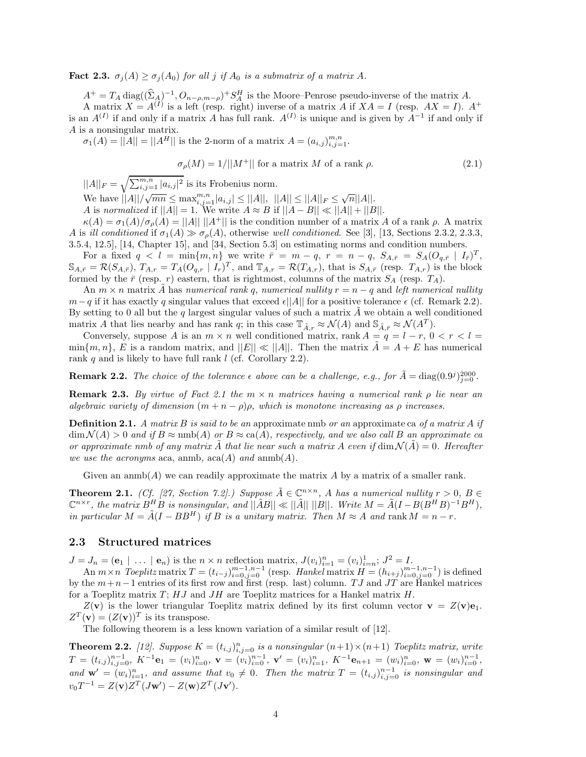**Fact 2.3.** *$\sigma_j(A) \geq \sigma_j(A_0)$ for all $j$ if $A_0$ is a submatrix of a matrix $A$.*

$A^+ = T_A \operatorname{diag}((\widehat{\Sigma}_A)^{-1}, O_{n-\rho,m-\rho})^+ S_A^H$ is the Moore–Penrose pseudo-inverse of the matrix $A$.

A matrix $X = A^{(I)}$ is a left (resp. right) inverse of a matrix $A$ if $XA = I$ (resp. $AX = I$). $A^+$ is an $A^{(I)}$ if and only if a matrix $A$ has full rank. $A^{(I)}$ is unique and is given by $A^{-1}$ if and only if $A$ is a nonsingular matrix.

$\sigma_1(A) = ||A|| = ||A^H||$ is the 2-norm of a matrix $A = (a_{i,j})_{i,j=1}^{m,n}$.

$$\sigma_\rho(M) = 1/||M^+|| \text{ for a matrix } M \text{ of a rank } \rho. \tag{2.1}$$

$||A||_F = \sqrt{\sum_{i,j=1}^{m,n} |a_{i,j}|^2}$ is its Frobenius norm.

We have $||A||/\sqrt{mn} \leq \max_{i,j=1}^{m,n} |a_{i,j}| \leq ||A||$, $||A|| \leq ||A||_F \leq \sqrt{n}||A||$.

$A$ is *normalized* if $||A|| = 1$. We write $A \approx B$ if $||A - B|| \ll ||A|| + ||B||$.

$\kappa(A) = \sigma_1(A)/\sigma_\rho(A) = ||A||\,||A^+||$ is the condition number of a matrix $A$ of a rank $\rho$. A matrix $A$ is *ill conditioned* if $\sigma_1(A) \gg \sigma_\rho(A)$, otherwise *well conditioned*. See [3], [13, Sections 2.3.2, 2.3.3, 3.5.4, 12.5], [14, Chapter 15], and [34, Section 5.3] on estimating norms and condition numbers.

For a fixed $q < l = \min\{m, n\}$ we write $\bar{r} = m - q$, $r = n - q$, $S_{A,\bar{r}} = S_A(O_{q,\bar{r}} \mid I_{\bar{r}})^T$, $\mathbb{S}_{A,\bar{r}} = \mathcal{R}(S_{A,\bar{r}})$, $T_{A,r} = T_A(O_{q,r} \mid I_r)^T$, and $\mathbb{T}_{A,r} = \mathcal{R}(T_{A,r})$, that is $S_{A,\bar{r}}$ (resp. $T_{A,r}$) is the block formed by the $\bar{r}$ (resp. $r$) eastern, that is rightmost, columns of the matrix $S_A$ (resp. $T_A$).

An $m \times n$ matrix $\tilde{A}$ has *numerical rank* $q$, *numerical nullity* $r = n - q$ and *left numerical nullity* $m - q$ if it has exactly $q$ singular values that exceed $\epsilon||A||$ for a positive tolerance $\epsilon$ (cf. Remark 2.2). By setting to 0 all but the $q$ largest singular values of such a matrix $\tilde{A}$ we obtain a well conditioned matrix $A$ that lies nearby and has rank $q$; in this case $\mathbb{T}_{\tilde{A},r} \approx \mathcal{N}(A)$ and $\mathbb{S}_{\tilde{A},\bar{r}} \approx \mathcal{N}(A^T)$.

Conversely, suppose $A$ is an $m \times n$ well conditioned matrix, $\operatorname{rank} A = q = l - r$, $0 < r < l = \min\{m, n\}$, $E$ is a random matrix, and $||E|| \ll ||A||$. Then the matrix $\tilde{A} = A + E$ has numerical rank $q$ and is likely to have full rank $l$ (cf. Corollary 2.2).

**Remark 2.2.** *The choice of the tolerance $\epsilon$ above can be a challenge, e.g., for $\tilde{A} = \operatorname{diag}(0.9^j)_{j=0}^{2000}$.*

**Remark 2.3.** *By virtue of Fact 2.1 the $m \times n$ matrices having a numerical rank $\rho$ lie near an algebraic variety of dimension $(m + n - \rho)\rho$, which is monotone increasing as $\rho$ increases.*

**Definition 2.1.** *A matrix $B$ is said to be an* approximate nmb *or an* approximate ca *of a matrix $A$ if $\dim \mathcal{N}(A) > 0$ and if $B \approx \operatorname{nmb}(A)$ or $B \approx \operatorname{ca}(A)$, respectively, and we also call $B$ an approximate ca or approximate nmb of any matrix $\tilde{A}$ that lie near such a matrix $A$ even if $\dim \mathcal{N}(\tilde{A}) = 0$. Hereafter we use the acronyms* aca, anmb, aca$(A)$ *and* anmb$(A)$.

Given an anmb$(A)$ we can readily approximate the matrix $A$ by a matrix of a smaller rank.

**Theorem 2.1.** *(Cf. [27, Section 7.2].) Suppose $\tilde{A} \in \mathbb{C}^{n \times n}$, $A$ has a numerical nullity $r > 0$, $B \in \mathbb{C}^{n \times r}$, the matrix $B^H B$ is nonsingular, and $||\tilde{A}B|| \ll ||\tilde{A}||\,||B||$. Write $M = \tilde{A}(I - B(B^H B)^{-1} B^H)$, in particular $M = \tilde{A}(I - BB^H)$ if $B$ is a unitary matrix. Then $M \approx A$ and* $\operatorname{rank} M = n - r$.

## 2.3 Structured matrices

$J = J_n = (\mathbf{e}_1 \mid \ldots \mid \mathbf{e}_n)$ is the $n \times n$ reflection matrix, $J(v_i)_{i=1}^n = (v_i)_{i=n}^1$; $J^2 = I$.

An $m \times n$ *Toeplitz* matrix $T = (t_{i-j})_{i=0,j=0}^{m-1,n-1}$ (resp. *Hankel* matrix $H = (h_{i+j})_{i=0,j=0}^{m-1,n-1}$) is defined by the $m + n - 1$ entries of its first row and first (resp. last) column. $TJ$ and $JT$ are Hankel matrices for a Toeplitz matrix $T$; $HJ$ and $JH$ are Toeplitz matrices for a Hankel matrix $H$.

$Z(\mathbf{v})$ is the lower triangular Toeplitz matrix defined by its first column vector $\mathbf{v} = Z(\mathbf{v})\mathbf{e}_1$. $Z^T(\mathbf{v}) = (Z(\mathbf{v}))^T$ is its transpose.

The following theorem is a less known variation of a similar result of [12].

**Theorem 2.2.** *[12]. Suppose $K = (t_{i,j})_{i,j=0}^n$ is a nonsingular $(n+1) \times (n+1)$ Toeplitz matrix, write $T = (t_{ij})_{i,j=0}^{n-1}$, $K^{-1}\mathbf{e}_1 = (v_i)_{i=0}^n$, $\mathbf{v} = (v_i)_{i=0}^{n-1}$, $\mathbf{v}' = (v_i)_{i=1}^n$, $K^{-1}\mathbf{e}_{n+1} = (w_i)_{i=0}^n$, $\mathbf{w} = (w_i)_{i=0}^{n-1}$, and $\mathbf{w}' = (w_i)_{i=1}^n$, and assume that $v_0 \neq 0$. Then the matrix $T = (t_{i,j})_{i,j=0}^{n-1}$ is nonsingular and $v_0 T^{-1} = Z(\mathbf{v})Z^T(J\mathbf{w}') - Z(\mathbf{w})Z^T(J\mathbf{v}')$.*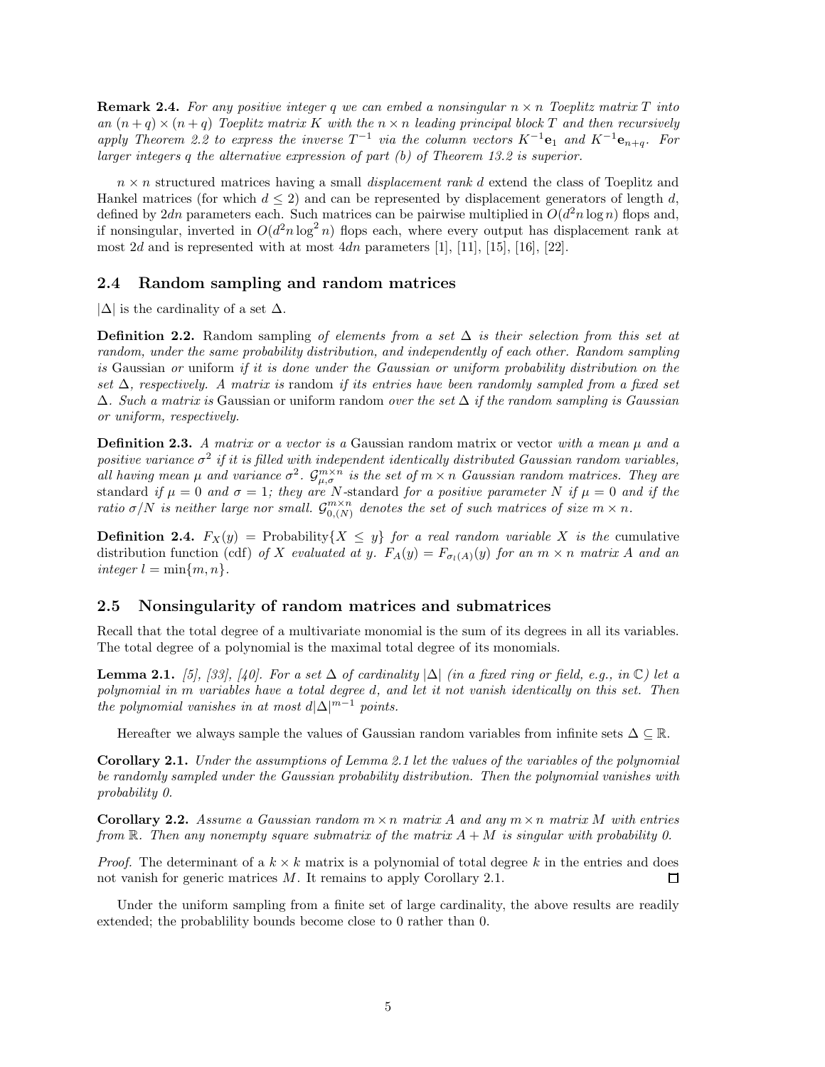**Remark 2.4.** *For any positive integer $q$ we can embed a nonsingular $n \times n$ Toeplitz matrix $T$ into an $(n+q) \times (n+q)$ Toeplitz matrix $K$ with the $n \times n$ leading principal block $T$ and then recursively apply Theorem 2.2 to express the inverse $T^{-1}$ via the column vectors $K^{-1}\mathbf{e}_1$ and $K^{-1}\mathbf{e}_{n+q}$. For larger integers $q$ the alternative expression of part (b) of Theorem 13.2 is superior.*

$n \times n$ structured matrices having a small *displacement rank* $d$ extend the class of Toeplitz and Hankel matrices (for which $d \leq 2$) and can be represented by displacement generators of length $d$, defined by $2dn$ parameters each. Such matrices can be pairwise multiplied in $O(d^2 n \log n)$ flops and, if nonsingular, inverted in $O(d^2 n \log^2 n)$ flops each, where every output has displacement rank at most $2d$ and is represented with at most $4dn$ parameters [1], [11], [15], [16], [22].

## 2.4 Random sampling and random matrices

$|\Delta|$ is the cardinality of a set $\Delta$.

**Definition 2.2.** Random sampling *of elements from a set $\Delta$ is their selection from this set at random, under the same probability distribution, and independently of each other. Random sampling is* Gaussian *or* uniform *if it is done under the Gaussian or uniform probability distribution on the set $\Delta$, respectively. A matrix is* random *if its entries have been randomly sampled from a fixed set $\Delta$. Such a matrix is* Gaussian or uniform random *over the set $\Delta$ if the random sampling is Gaussian or uniform, respectively.*

**Definition 2.3.** *A matrix or a vector is a* Gaussian random matrix or vector *with a mean $\mu$ and a positive variance $\sigma^2$ if it is filled with independent identically distributed Gaussian random variables, all having mean $\mu$ and variance $\sigma^2$. $\mathcal{G}^{m\times n}_{\mu,\sigma}$ is the set of $m \times n$ Gaussian random matrices. They are* standard *if $\mu = 0$ and $\sigma = 1$; they are* $N$-standard *for a positive parameter $N$ if $\mu = 0$ and if the ratio $\sigma/N$ is neither large nor small. $\mathcal{G}^{m\times n}_{0,(N)}$ denotes the set of such matrices of size $m \times n$.*

**Definition 2.4.** $F_X(y) = \text{Probability}\{X \leq y\}$ *for a real random variable $X$ is the* cumulative distribution function (cdf) *of $X$ evaluated at $y$. $F_A(y) = F_{\sigma_l(A)}(y)$ for an $m \times n$ matrix $A$ and an integer $l = \min\{m, n\}$.*

## 2.5 Nonsingularity of random matrices and submatrices

Recall that the total degree of a multivariate monomial is the sum of its degrees in all its variables. The total degree of a polynomial is the maximal total degree of its monomials.

**Lemma 2.1.** *[5], [33], [40]. For a set $\Delta$ of cardinality $|\Delta|$ (in a fixed ring or field, e.g., in $\mathbb{C}$) let a polynomial in $m$ variables have a total degree $d$, and let it not vanish identically on this set. Then the polynomial vanishes in at most $d|\Delta|^{m-1}$ points.*

Hereafter we always sample the values of Gaussian random variables from infinite sets $\Delta \subseteq \mathbb{R}$.

**Corollary 2.1.** *Under the assumptions of Lemma 2.1 let the values of the variables of the polynomial be randomly sampled under the Gaussian probability distribution. Then the polynomial vanishes with probability 0.*

**Corollary 2.2.** *Assume a Gaussian random $m \times n$ matrix $A$ and any $m \times n$ matrix $M$ with entries from $\mathbb{R}$. Then any nonempty square submatrix of the matrix $A + M$ is singular with probability 0.*

*Proof.* The determinant of a $k \times k$ matrix is a polynomial of total degree $k$ in the entries and does not vanish for generic matrices $M$. It remains to apply Corollary 2.1. $\square$

Under the uniform sampling from a finite set of large cardinality, the above results are readily extended; the probablility bounds become close to 0 rather than 0.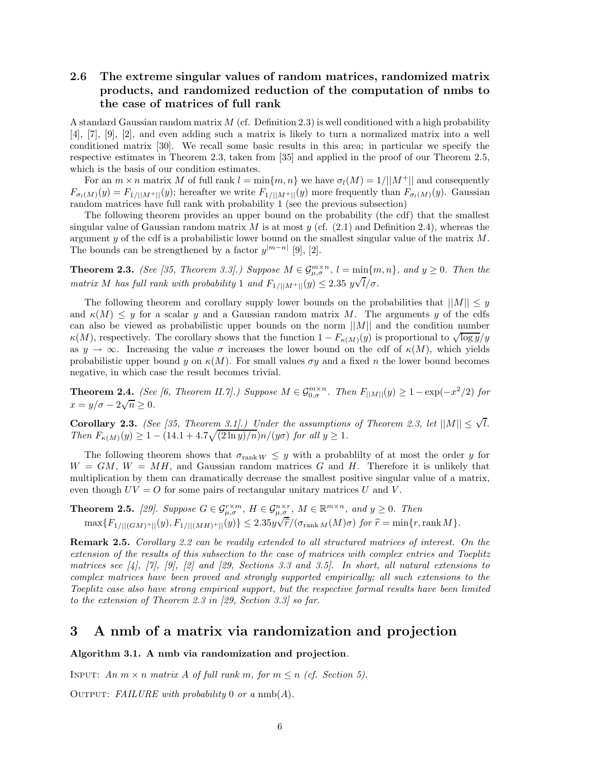### 2.6 The extreme singular values of random matrices, randomized matrix products, and randomized reduction of the computation of nmbs to the case of matrices of full rank

A standard Gaussian random matrix $M$ (cf. Definition 2.3) is well conditioned with a high probability [4], [7], [9], [2], and even adding such a matrix is likely to turn a normalized matrix into a well conditioned matrix [30]. We recall some basic results in this area; in particular we specify the respective estimates in Theorem 2.3, taken from [35] and applied in the proof of our Theorem 2.5, which is the basis of our condition estimates.

For an $m \times n$ matrix $M$ of full rank $l = \min\{m, n\}$ we have $\sigma_l(M) = 1/||M^+||$ and consequently $F_{\sigma_l(M)}(y) = F_{1/||M^+||}(y)$; hereafter we write $F_{1/||M^+||}(y)$ more frequently than $F_{\sigma_l(M)}(y)$. Gaussian random matrices have full rank with probability 1 (see the previous subsection)

The following theorem provides an upper bound on the probability (the cdf) that the smallest singular value of Gaussian random matrix $M$ is at most $y$ (cf. (2.1) and Definition 2.4), whereas the argument $y$ of the cdf is a probabilistic lower bound on the smallest singular value of the matrix $M$. The bounds can be strengthened by a factor $y^{|m-n|}$ [9], [2].

**Theorem 2.3.** *(See [35, Theorem 3.3].) Suppose $M \in \mathcal{G}^{m\times n}_{\mu,\sigma}$, $l = \min\{m, n\}$, and $y \geq 0$. Then the matrix $M$ has full rank with probability 1 and $F_{1/||M^+||}(y) \leq 2.35\ y\sqrt{l}/\sigma$.*

The following theorem and corollary supply lower bounds on the probabilities that $||M|| \leq y$ and $\kappa(M) \leq y$ for a scalar $y$ and a Gaussian random matrix $M$. The arguments $y$ of the cdfs can also be viewed as probabilistic upper bounds on the norm $||M||$ and the condition number $\kappa(M)$, respectively. The corollary shows that the function $1 - F_{\kappa(M)}(y)$ is proportional to $\sqrt{\log y}/y$ as $y \to \infty$. Increasing the value $\sigma$ increases the lower bound on the cdf of $\kappa(M)$, which yields probabilistic upper bound $y$ on $\kappa(M)$. For small values $\sigma y$ and a fixed $n$ the lower bound becomes negative, in which case the result becomes trivial.

**Theorem 2.4.** *(See [6, Theorem II.7].) Suppose $M \in \mathcal{G}^{m\times n}_{0,\sigma}$. Then $F_{||M||}(y) \geq 1 - \exp(-x^2/2)$ for $x = y/\sigma - 2\sqrt{n} \geq 0$.*

**Corollary 2.3.** *(See [35, Theorem 3.1].) Under the assumptions of Theorem 2.3, let $||M|| \leq \sqrt{l}$. Then $F_{\kappa(M)}(y) \geq 1 - (14.1 + 4.7\sqrt{(2\ln y)/n})n/(y\sigma)$ for all $y \geq 1$.*

The following theorem shows that $\sigma_{\operatorname{rank} W} \leq y$ with a probablilty of at most the order $y$ for $W = GM$, $W = MH$, and Gaussian random matrices $G$ and $H$. Therefore it is unlikely that multiplication by them can dramatically decrease the smallest positive singular value of a matrix, even though $UV = O$ for some pairs of rectangular unitary matrices $U$ and $V$.

**Theorem 2.5.** *[29]. Suppose $G \in \mathcal{G}^{r\times m}_{\mu,\sigma}$, $H \in \mathcal{G}^{n\times r}_{\mu,\sigma}$, $M \in \mathbb{R}^{m\times n}$, and $y \geq 0$. Then $\max\{F_{1/||(GM)^+||}(y), F_{1/||(MH)^+||}(y)\} \leq 2.35 y\sqrt{\widehat{r}}/(\sigma_{\operatorname{rank} M}(M)\sigma)$ for $\widehat{r} = \min\{r, \operatorname{rank} M\}$.*

**Remark 2.5.** *Corollary 2.2 can be readily extended to all structured matrices of interest. On the extension of the results of this subsection to the case of matrices with complex entries and Toeplitz matrices see [4], [7], [9], [2] and [29, Sections 3.3 and 3.5]. In short, all natural extensions to complex matrices have been proved and strongly supported empirically; all such extensions to the Toeplitz case also have strong empirical support, but the respective formal results have been limited to the extension of Theorem 2.3 in [29, Section 3.3] so far.*

# 3 A nmb of a matrix via randomization and projection

**Algorithm 3.1. A nmb via randomization and projection.**

INPUT: *An $m \times n$ matrix $A$ of full rank $m$, for $m \leq n$ (cf. Section 5).*

OUTPUT: *FAILURE with probability 0 or a $\operatorname{nmb}(A)$.*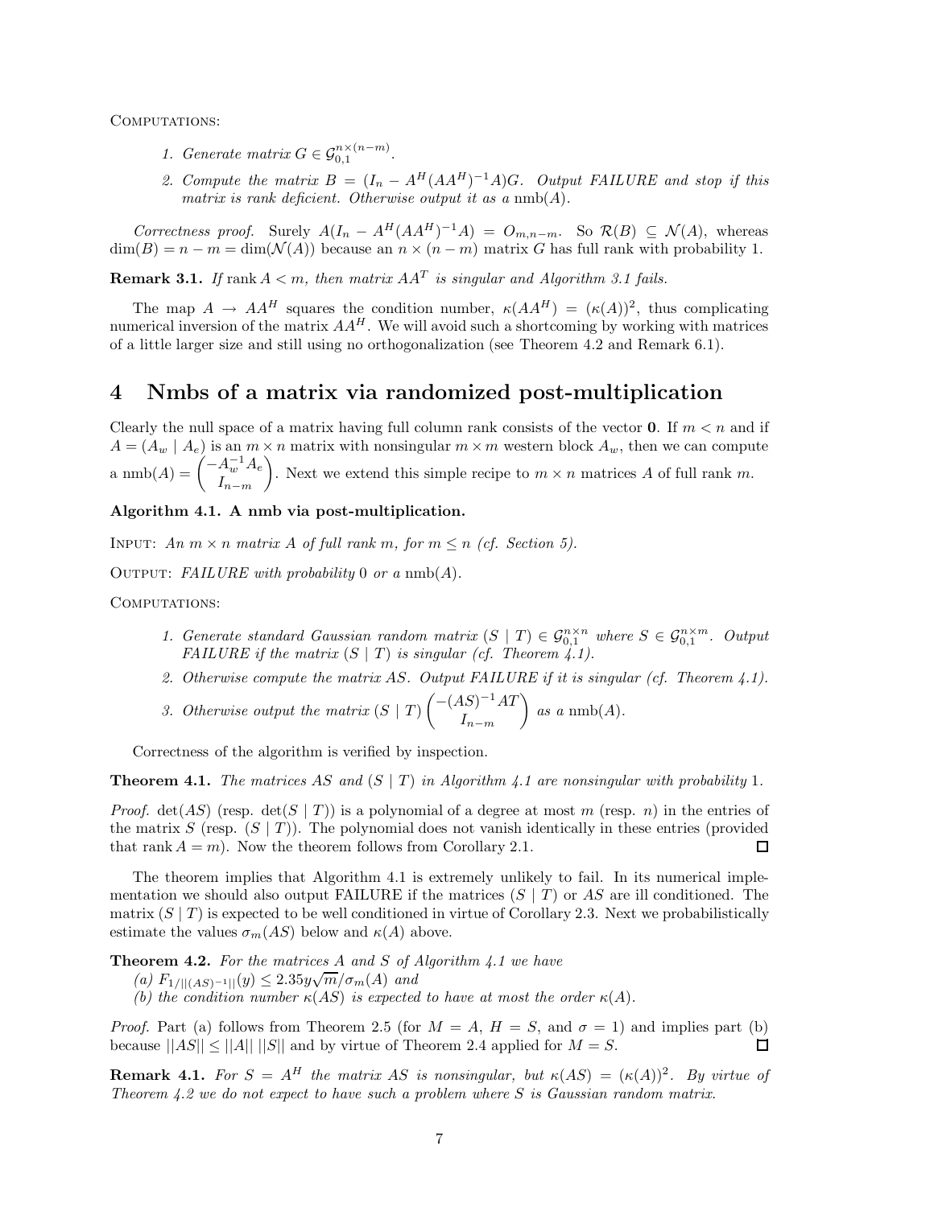COMPUTATIONS:

1. *Generate matrix $G \in \mathcal{G}_{0,1}^{n\times(n-m)}$.*
2. *Compute the matrix $B = (I_n - A^H(AA^H)^{-1}A)G$. Output FAILURE and stop if this matrix is rank deficient. Otherwise output it as a* $\text{nmb}(A)$.

*Correctness proof.* Surely $A(I_n - A^H(AA^H)^{-1}A) = O_{m,n-m}$. So $\mathcal{R}(B) \subseteq \mathcal{N}(A)$, whereas $\dim(B) = n - m = \dim(\mathcal{N}(A))$ because an $n \times (n-m)$ matrix $G$ has full rank with probability 1.

**Remark 3.1.** *If* $\operatorname{rank} A < m$, *then matrix* $AA^T$ *is singular and Algorithm 3.1 fails.*

The map $A \to AA^H$ squares the condition number, $\kappa(AA^H) = (\kappa(A))^2$, thus complicating numerical inversion of the matrix $AA^H$. We will avoid such a shortcoming by working with matrices of a little larger size and still using no orthogonalization (see Theorem 4.2 and Remark 6.1).

# 4 Nmbs of a matrix via randomized post-multiplication

Clearly the null space of a matrix having full column rank consists of the vector $\mathbf{0}$. If $m < n$ and if $A = (A_w \mid A_e)$ is an $m \times n$ matrix with nonsingular $m \times m$ western block $A_w$, then we can compute a $\text{nmb}(A) = \begin{pmatrix} -A_w^{-1}A_e \\ I_{n-m} \end{pmatrix}$. Next we extend this simple recipe to $m \times n$ matrices $A$ of full rank $m$.

**Algorithm 4.1. A nmb via post-multiplication.**

INPUT: *An $m \times n$ matrix $A$ of full rank $m$, for $m \le n$ (cf. Section 5).*

OUTPUT: *FAILURE with probability* 0 *or a* $\text{nmb}(A)$.

COMPUTATIONS:

1. *Generate standard Gaussian random matrix $(S \mid T) \in \mathcal{G}_{0,1}^{n\times n}$ where $S \in \mathcal{G}_{0,1}^{n\times m}$. Output FAILURE if the matrix $(S \mid T)$ is singular (cf. Theorem 4.1).*
2. *Otherwise compute the matrix $AS$. Output FAILURE if it is singular (cf. Theorem 4.1).*
3. *Otherwise output the matrix* $(S \mid T)\begin{pmatrix} -(AS)^{-1}AT \\ I_{n-m} \end{pmatrix}$ *as a* $\text{nmb}(A)$.

Correctness of the algorithm is verified by inspection.

**Theorem 4.1.** *The matrices $AS$ and $(S \mid T)$ in Algorithm 4.1 are nonsingular with probability* 1.

*Proof.* $\det(AS)$ (resp. $\det(S \mid T)$) is a polynomial of a degree at most $m$ (resp. $n$) in the entries of the matrix $S$ (resp. $(S \mid T)$). The polynomial does not vanish identically in these entries (provided that $\operatorname{rank} A = m$). Now the theorem follows from Corollary 2.1. $\square$

The theorem implies that Algorithm 4.1 is extremely unlikely to fail. In its numerical implementation we should also output FAILURE if the matrices $(S \mid T)$ or $AS$ are ill conditioned. The matrix $(S \mid T)$ is expected to be well conditioned in virtue of Corollary 2.3. Next we probabilistically estimate the values $\sigma_m(AS)$ below and $\kappa(A)$ above.

**Theorem 4.2.** *For the matrices $A$ and $S$ of Algorithm 4.1 we have*
*(a)* $F_{1/||(AS)^{-1}||}(y) \le 2.35y\sqrt{m}/\sigma_m(A)$ *and*
*(b) the condition number $\kappa(AS)$ is expected to have at most the order $\kappa(A)$.*

*Proof.* Part (a) follows from Theorem 2.5 (for $M = A$, $H = S$, and $\sigma = 1$) and implies part (b) because $||AS|| \le ||A||\ ||S||$ and by virtue of Theorem 2.4 applied for $M = S$. $\square$

**Remark 4.1.** *For $S = A^H$ the matrix $AS$ is nonsingular, but $\kappa(AS) = (\kappa(A))^2$. By virtue of Theorem 4.2 we do not expect to have such a problem where $S$ is Gaussian random matrix.*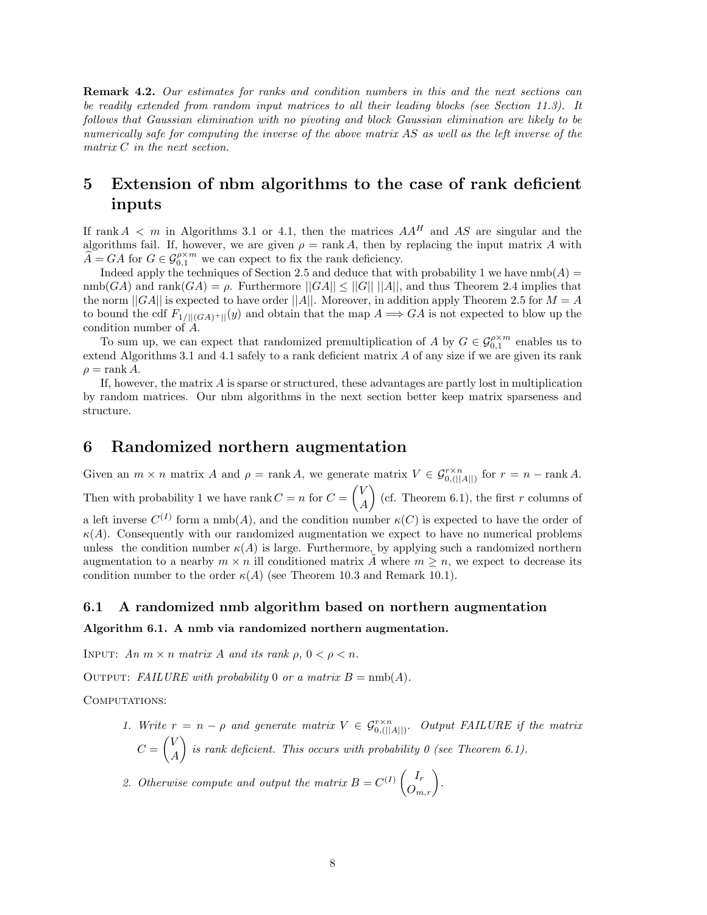**Remark 4.2.** *Our estimates for ranks and condition numbers in this and the next sections can be readily extended from random input matrices to all their leading blocks (see Section 11.3). It follows that Gaussian elimination with no pivoting and block Gaussian elimination are likely to be numerically safe for computing the inverse of the above matrix $AS$ as well as the left inverse of the matrix $C$ in the next section.*

# 5 Extension of nbm algorithms to the case of rank deficient inputs

If $\operatorname{rank} A < m$ in Algorithms 3.1 or 4.1, then the matrices $AA^H$ and $AS$ are singular and the algorithms fail. If, however, we are given $\rho = \operatorname{rank} A$, then by replacing the input matrix $A$ with $\widehat{A} = GA$ for $G \in \mathcal{G}_{0,1}^{\rho \times m}$ we can expect to fix the rank deficiency.

Indeed apply the techniques of Section 2.5 and deduce that with probability 1 we have $\operatorname{nmb}(A) = \operatorname{nmb}(GA)$ and $\operatorname{rank}(GA) = \rho$. Furthermore $||GA|| \le ||G||\,||A||$, and thus Theorem 2.4 implies that the norm $||GA||$ is expected to have order $||A||$. Moreover, in addition apply Theorem 2.5 for $M = A$ to bound the cdf $F_{1/||(GA)^{+}||}(y)$ and obtain that the map $A \Longrightarrow GA$ is not expected to blow up the condition number of $A$.

To sum up, we can expect that randomized premultiplication of $A$ by $G \in \mathcal{G}_{0,1}^{\rho \times m}$ enables us to extend Algorithms 3.1 and 4.1 safely to a rank deficient matrix $A$ of any size if we are given its rank $\rho = \operatorname{rank} A$.

If, however, the matrix $A$ is sparse or structured, these advantages are partly lost in multiplication by random matrices. Our nbm algorithms in the next section better keep matrix sparseness and structure.

# 6 Randomized northern augmentation

Given an $m \times n$ matrix $A$ and $\rho = \operatorname{rank} A$, we generate matrix $V \in \mathcal{G}_{0,(||A||)}^{r \times n}$ for $r = n - \operatorname{rank} A$. Then with probability 1 we have $\operatorname{rank} C = n$ for $C = \begin{pmatrix} V \\ A \end{pmatrix}$ (cf. Theorem 6.1), the first $r$ columns of a left inverse $C^{(I)}$ form a $\operatorname{nmb}(A)$, and the condition number $\kappa(C)$ is expected to have the order of $\kappa(A)$. Consequently with our randomized augmentation we expect to have no numerical problems unless the condition number $\kappa(A)$ is large. Furthermore, by applying such a randomized northern augmentation to a nearby $m \times n$ ill conditioned matrix $\tilde{A}$ where $m \ge n$, we expect to decrease its condition number to the order $\kappa(A)$ (see Theorem 10.3 and Remark 10.1).

## 6.1 A randomized nmb algorithm based on northern augmentation

**Algorithm 6.1. A nmb via randomized northern augmentation.**

INPUT: *An $m \times n$ matrix $A$ and its rank $\rho$, $0 < \rho < n$.*

OUTPUT: *FAILURE with probability 0 or a matrix $B = \operatorname{nmb}(A)$.*

COMPUTATIONS:

1. *Write $r = n - \rho$ and generate matrix $V \in \mathcal{G}_{0,(||A||)}^{r \times n}$. Output FAILURE if the matrix $C = \begin{pmatrix} V \\ A \end{pmatrix}$ is rank deficient. This occurs with probability 0 (see Theorem 6.1).*

2. *Otherwise compute and output the matrix $B = C^{(I)} \begin{pmatrix} I_r \\ O_{m,r} \end{pmatrix}$.*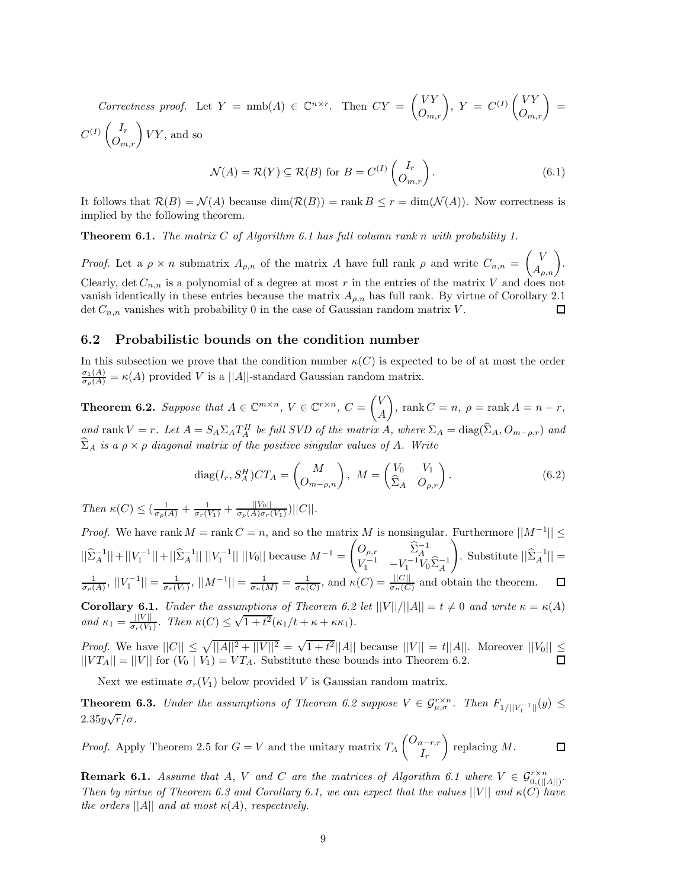*Correctness proof.* Let $Y = \text{nmb}(A) \in \mathbb{C}^{n\times r}$. Then $CY = \begin{pmatrix} VY \\ O_{m,r} \end{pmatrix}$, $Y = C^{(I)} \begin{pmatrix} VY \\ O_{m,r} \end{pmatrix} = C^{(I)} \begin{pmatrix} I_r \\ O_{m,r} \end{pmatrix} VY$, and so

$$\mathcal{N}(A) = \mathcal{R}(Y) \subseteq \mathcal{R}(B) \text{ for } B = C^{(I)} \begin{pmatrix} I_r \\ O_{m,r} \end{pmatrix}. \tag{6.1}$$

It follows that $\mathcal{R}(B) = \mathcal{N}(A)$ because $\dim(\mathcal{R}(B)) = \operatorname{rank} B \leq r = \dim(\mathcal{N}(A))$. Now correctness is implied by the following theorem.

**Theorem 6.1.** *The matrix $C$ of Algorithm 6.1 has full column rank $n$ with probability 1.*

*Proof.* Let a $\rho \times n$ submatrix $A_{\rho,n}$ of the matrix $A$ have full rank $\rho$ and write $C_{n,n} = \begin{pmatrix} V \\ A_{\rho,n} \end{pmatrix}$. Clearly, $\det C_{n,n}$ is a polynomial of a degree at most $r$ in the entries of the matrix $V$ and does not vanish identically in these entries because the matrix $A_{\rho,n}$ has full rank. By virtue of Corollary 2.1 $\det C_{n,n}$ vanishes with probability 0 in the case of Gaussian random matrix $V$. $\square$

## 6.2 Probabilistic bounds on the condition number

In this subsection we prove that the condition number $\kappa(C)$ is expected to be of at most the order $\frac{\sigma_1(A)}{\sigma_\rho(A)} = \kappa(A)$ provided $V$ is a $||A||$-standard Gaussian random matrix.

**Theorem 6.2.** *Suppose that $A \in \mathbb{C}^{m\times n}$, $V \in \mathbb{C}^{r\times n}$, $C = \begin{pmatrix} V \\ A \end{pmatrix}$, $\operatorname{rank} C = n$, $\rho = \operatorname{rank} A = n - r$, and $\operatorname{rank} V = r$. Let $A = S_A \Sigma_A T_A^H$ be full SVD of the matrix $A$, where $\Sigma_A = \operatorname{diag}(\widehat{\Sigma}_A, O_{m-\rho,r})$ and $\widehat{\Sigma}_A$ is a $\rho \times \rho$ diagonal matrix of the positive singular values of $A$. Write*

$$\operatorname{diag}(I_r, S_A^H) C T_A = \begin{pmatrix} M \\ O_{m-\rho,n} \end{pmatrix}, \ M = \begin{pmatrix} V_0 & V_1 \\ \widehat{\Sigma}_A & O_{\rho,r} \end{pmatrix}. \tag{6.2}$$

*Then $\kappa(C) \leq (\frac{1}{\sigma_\rho(A)} + \frac{1}{\sigma_r(V_1)} + \frac{||V_0||}{\sigma_\rho(A)\sigma_r(V_1)})||C||$.*

*Proof.* We have $\operatorname{rank} M = \operatorname{rank} C = n$, and so the matrix $M$ is nonsingular. Furthermore $||M^{-1}|| \leq ||\widehat{\Sigma}_A^{-1}|| + ||V_1^{-1}|| + ||\widehat{\Sigma}_A^{-1}||\ ||V_1^{-1}||\ ||V_0||$ because $M^{-1} = \begin{pmatrix} O_{\rho,r} & \widehat{\Sigma}_A^{-1} \\ V_1^{-1} & -V_1^{-1} V_0 \widehat{\Sigma}_A^{-1} \end{pmatrix}$. Substitute $||\widehat{\Sigma}_A^{-1}|| = \frac{1}{\sigma_\rho(A)}$, $||V_1^{-1}|| = \frac{1}{\sigma_r(V_1)}$, $||M^{-1}|| = \frac{1}{\sigma_n(M)} = \frac{1}{\sigma_n(C)}$, and $\kappa(C) = \frac{||C||}{\sigma_n(C)}$ and obtain the theorem. $\square$

**Corollary 6.1.** *Under the assumptions of Theorem 6.2 let $||V||/||A|| = t \neq 0$ and write $\kappa = \kappa(A)$ and $\kappa_1 = \frac{||V||}{\sigma_r(V_1)}$. Then $\kappa(C) \leq \sqrt{1+t^2}(\kappa_1/t + \kappa + \kappa\kappa_1)$.*

*Proof.* We have $||C|| \leq \sqrt{||A||^2 + ||V||^2} = \sqrt{1+t^2}||A||$ because $||V|| = t||A||$. Moreover $||V_0|| \leq ||VT_A|| = ||V||$ for $(V_0 \mid V_1) = VT_A$. Substitute these bounds into Theorem 6.2. $\square$

Next we estimate $\sigma_r(V_1)$ below provided $V$ is Gaussian random matrix.

**Theorem 6.3.** *Under the assumptions of Theorem 6.2 suppose $V \in \mathcal{G}_{\mu,\sigma}^{r\times n}$. Then $F_{1/||V_1^{-1}||}(y) \leq 2.35y\sqrt{r}/\sigma$.*

*Proof.* Apply Theorem 2.5 for $G = V$ and the unitary matrix $T_A \begin{pmatrix} O_{n-r,r} \\ I_r \end{pmatrix}$ replacing $M$. $\square$

**Remark 6.1.** *Assume that $A$, $V$ and $C$ are the matrices of Algorithm 6.1 where $V \in \mathcal{G}_{0,(||A||)}^{r\times n}$. Then by virtue of Theorem 6.3 and Corollary 6.1, we can expect that the values $||V||$ and $\kappa(C)$ have the orders $||A||$ and at most $\kappa(A)$, respectively.*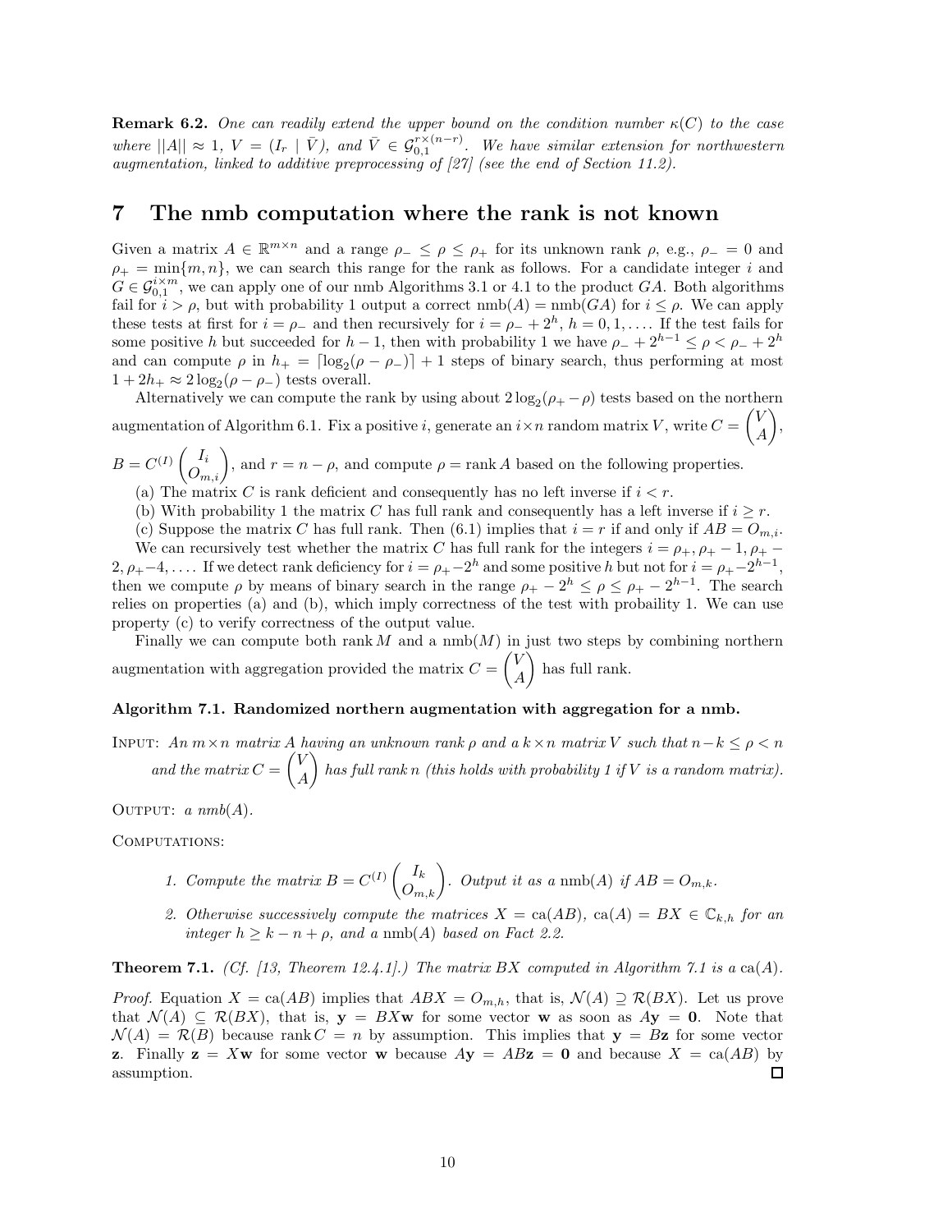**Remark 6.2.** *One can readily extend the upper bound on the condition number $\kappa(C)$ to the case where $||A|| \approx 1$, $V = (I_r \mid \bar{V})$, and $\bar{V} \in \mathcal{G}_{0,1}^{r\times(n-r)}$. We have similar extension for northwestern augmentation, linked to additive preprocessing of [27] (see the end of Section 11.2).*

# 7 The nmb computation where the rank is not known

Given a matrix $A \in \mathbb{R}^{m\times n}$ and a range $\rho_- \le \rho \le \rho_+$ for its unknown rank $\rho$, e.g., $\rho_- = 0$ and $\rho_+ = \min\{m,n\}$, we can search this range for the rank as follows. For a candidate integer $i$ and $G \in \mathcal{G}_{0,1}^{i\times m}$, we can apply one of our nmb Algorithms 3.1 or 4.1 to the product $GA$. Both algorithms fail for $i > \rho$, but with probability 1 output a correct $\text{nmb}(A) = \text{nmb}(GA)$ for $i \le \rho$. We can apply these tests at first for $i = \rho_-$ and then recursively for $i = \rho_- + 2^h$, $h = 0, 1, \ldots$. If the test fails for some positive $h$ but succeeded for $h-1$, then with probability 1 we have $\rho_- + 2^{h-1} \le \rho < \rho_- + 2^h$ and can compute $\rho$ in $h_+ = \lceil \log_2(\rho - \rho_-)\rceil + 1$ steps of binary search, thus performing at most $1 + 2h_+ \approx 2\log_2(\rho - \rho_-)$ tests overall.

Alternatively we can compute the rank by using about $2\log_2(\rho_+ - \rho)$ tests based on the northern augmentation of Algorithm 6.1. Fix a positive $i$, generate an $i\times n$ random matrix $V$, write $C = \begin{pmatrix} V \\ A \end{pmatrix}$, $B = C^{(I)} \begin{pmatrix} I_i \\ O_{m,i} \end{pmatrix}$, and $r = n - \rho$, and compute $\rho = \text{rank}\, A$ based on the following properties.

(a) The matrix $C$ is rank deficient and consequently has no left inverse if $i < r$.

(b) With probability 1 the matrix $C$ has full rank and consequently has a left inverse if $i \ge r$.

(c) Suppose the matrix $C$ has full rank. Then (6.1) implies that $i = r$ if and only if $AB = O_{m,i}$.

We can recursively test whether the matrix $C$ has full rank for the integers $i = \rho_+, \rho_+ - 1, \rho_+ - 2, \rho_+ - 4, \ldots$. If we detect rank deficiency for $i = \rho_+ - 2^h$ and some positive $h$ but not for $i = \rho_+ - 2^{h-1}$, then we compute $\rho$ by means of binary search in the range $\rho_+ - 2^h \le \rho \le \rho_+ - 2^{h-1}$. The search relies on properties (a) and (b), which imply correctness of the test with probaility 1. We can use property (c) to verify correctness of the output value.

Finally we can compute both $\text{rank}\, M$ and a $\text{nmb}(M)$ in just two steps by combining northern augmentation with aggregation provided the matrix $C = \begin{pmatrix} V \\ A \end{pmatrix}$ has full rank.

**Algorithm 7.1. Randomized northern augmentation with aggregation for a nmb.**

INPUT: *An $m\times n$ matrix $A$ having an unknown rank $\rho$ and a $k\times n$ matrix $V$ such that $n-k \le \rho < n$ and the matrix $C = \begin{pmatrix} V \\ A \end{pmatrix}$ has full rank $n$ (this holds with probability 1 if $V$ is a random matrix).*

OUTPUT: *a nmb$(A)$.*

COMPUTATIONS:

1. *Compute the matrix $B = C^{(I)} \begin{pmatrix} I_k \\ O_{m,k} \end{pmatrix}$. Output it as a $\text{nmb}(A)$ if $AB = O_{m,k}$.*
2. *Otherwise successively compute the matrices $X = \text{ca}(AB)$, $\text{ca}(A) = BX \in \mathbb{C}_{k,h}$ for an integer $h \ge k - n + \rho$, and a $\text{nmb}(A)$ based on Fact 2.2.*

**Theorem 7.1.** *(Cf. [13, Theorem 12.4.1].) The matrix $BX$ computed in Algorithm 7.1 is a $\text{ca}(A)$.*

*Proof.* Equation $X = \text{ca}(AB)$ implies that $ABX = O_{m,h}$, that is, $\mathcal{N}(A) \supseteq \mathcal{R}(BX)$. Let us prove that $\mathcal{N}(A) \subseteq \mathcal{R}(BX)$, that is, $\mathbf{y} = BX\mathbf{w}$ for some vector $\mathbf{w}$ as soon as $A\mathbf{y} = \mathbf{0}$. Note that $\mathcal{N}(A) = \mathcal{R}(B)$ because $\text{rank}\, C = n$ by assumption. This implies that $\mathbf{y} = B\mathbf{z}$ for some vector $\mathbf{z}$. Finally $\mathbf{z} = X\mathbf{w}$ for some vector $\mathbf{w}$ because $A\mathbf{y} = AB\mathbf{z} = \mathbf{0}$ and because $X = \text{ca}(AB)$ by assumption. □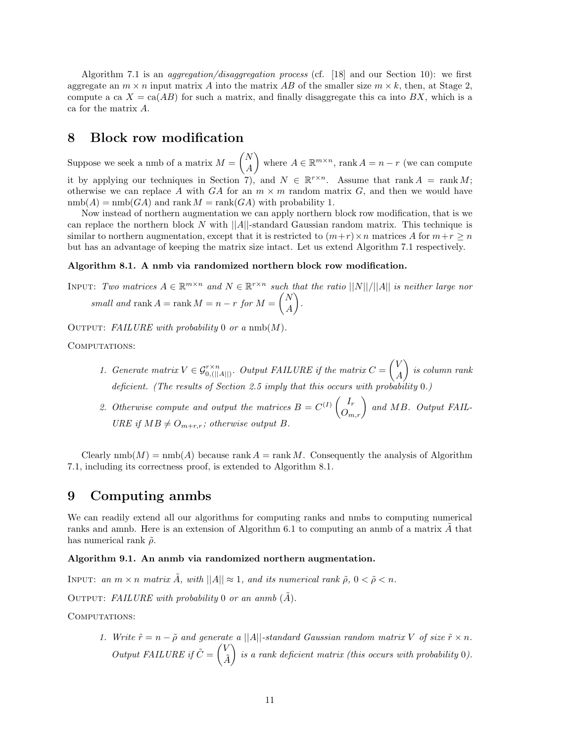Algorithm 7.1 is an *aggregation/disaggregation process* (cf. [18] and our Section 10): we first aggregate an $m \times n$ input matrix $A$ into the matrix $AB$ of the smaller size $m \times k$, then, at Stage 2, compute a ca $X = \text{ca}(AB)$ for such a matrix, and finally disaggregate this ca into $BX$, which is a ca for the matrix $A$.

# 8 Block row modification

Suppose we seek a nmb of a matrix $M = \begin{pmatrix} N \\ A \end{pmatrix}$ where $A \in \mathbb{R}^{m \times n}$, $\operatorname{rank} A = n - r$ (we can compute it by applying our techniques in Section 7), and $N \in \mathbb{R}^{r \times n}$. Assume that $\operatorname{rank} A = \operatorname{rank} M$; otherwise we can replace $A$ with $GA$ for an $m \times m$ random matrix $G$, and then we would have $\text{nmb}(A) = \text{nmb}(GA)$ and $\operatorname{rank} M = \operatorname{rank}(GA)$ with probability 1.

Now instead of northern augmentation we can apply northern block row modification, that is we can replace the northern block $N$ with $||A||$-standard Gaussian random matrix. This technique is similar to northern augmentation, except that it is restricted to $(m+r) \times n$ matrices $A$ for $m+r \geq n$ but has an advantage of keeping the matrix size intact. Let us extend Algorithm 7.1 respectively.

**Algorithm 8.1. A nmb via randomized northern block row modification.**

INPUT: *Two matrices $A \in \mathbb{R}^{m \times n}$ and $N \in \mathbb{R}^{r \times n}$ such that the ratio $||N||/||A||$ is neither large nor small and $\operatorname{rank} A = \operatorname{rank} M = n - r$ for $M = \begin{pmatrix} N \\ A \end{pmatrix}$.*

OUTPUT: *FAILURE with probability 0 or a $\text{nmb}(M)$.*

COMPUTATIONS:

1. *Generate matrix $V \in \mathcal{G}^{r \times n}_{0,(||A||)}$. Output FAILURE if the matrix $C = \begin{pmatrix} V \\ A \end{pmatrix}$ is column rank deficient. (The results of Section 2.5 imply that this occurs with probability 0.)*
2. *Otherwise compute and output the matrices $B = C^{(I)} \begin{pmatrix} I_r \\ O_{m,r} \end{pmatrix}$ and $MB$. Output FAILURE if $MB \neq O_{m+r,r}$; otherwise output $B$.*

Clearly $\text{nmb}(M) = \text{nmb}(A)$ because $\operatorname{rank} A = \operatorname{rank} M$. Consequently the analysis of Algorithm 7.1, including its correctness proof, is extended to Algorithm 8.1.

# 9 Computing anmbs

We can readily extend all our algorithms for computing ranks and nmbs to computing numerical ranks and amnb. Here is an extension of Algorithm 6.1 to computing an anmb of a matrix $\tilde{A}$ that has numerical rank $\tilde{\rho}$.

**Algorithm 9.1. An anmb via randomized northern augmentation.**

INPUT: *an $m \times n$ matrix $\tilde{A}$, with $||A|| \approx 1$, and its numerical rank $\tilde{\rho}$, $0 < \tilde{\rho} < n$.*

OUTPUT: *FAILURE with probability 0 or an anmb $(\tilde{A})$.*

COMPUTATIONS:

1. *Write $\tilde{r} = n - \tilde{\rho}$ and generate a $||A||$-standard Gaussian random matrix $V$ of size $\tilde{r} \times n$. Output FAILURE if $\tilde{C} = \begin{pmatrix} V \\ \tilde{A} \end{pmatrix}$ is a rank deficient matrix (this occurs with probability 0).*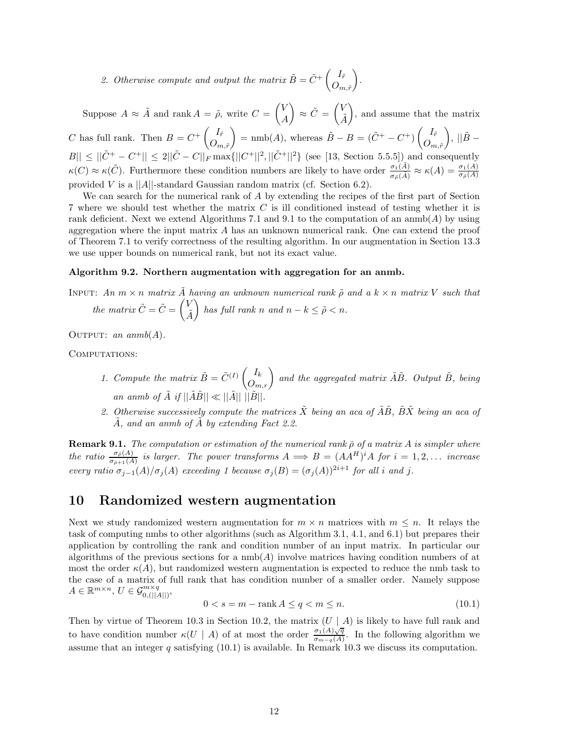2. *Otherwise compute and output the matrix* $\tilde{B} = \tilde{C}^+ \begin{pmatrix} I_{\tilde{r}} \\ O_{m,\tilde{r}} \end{pmatrix}$.

Suppose $A \approx \tilde{A}$ and $\operatorname{rank} A = \tilde{\rho}$, write $C = \begin{pmatrix} V \\ A \end{pmatrix} \approx \tilde{C} = \begin{pmatrix} V \\ \tilde{A} \end{pmatrix}$, and assume that the matrix $C$ has full rank. Then $B = C^+ \begin{pmatrix} I_{\tilde{r}} \\ O_{m,\tilde{r}} \end{pmatrix} = \operatorname{nmb}(A)$, whereas $\tilde{B} - B = (\tilde{C}^+ - C^+) \begin{pmatrix} I_{\tilde{r}} \\ O_{m,\tilde{r}} \end{pmatrix}$, $||\tilde{B} - B|| \le ||\tilde{C}^+ - C^+|| \le 2||\tilde{C} - C||_F \max\{||C^+||^2, ||\tilde{C}^+||^2\}$ (see [13, Section 5.5.5]) and consequently $\kappa(C) \approx \kappa(\tilde{C})$. Furthermore these condition numbers are likely to have order $\frac{\sigma_1(\tilde{A})}{\sigma_{\tilde{\rho}}(\tilde{A})} \approx \kappa(A) = \frac{\sigma_1(A)}{\sigma_{\tilde{\rho}}(A)}$ provided $V$ is a $||A||$-standard Gaussian random matrix (cf. Section 6.2).

We can search for the numerical rank of $A$ by extending the recipes of the first part of Section 7 where we should test whether the matrix $C$ is ill conditioned instead of testing whether it is rank deficient. Next we extend Algorithms 7.1 and 9.1 to the computation of an anmb$(A)$ by using aggregation where the input matrix $A$ has an unknown numerical rank. One can extend the proof of Theorem 7.1 to verify correctness of the resulting algorithm. In our augmentation in Section 13.3 we use upper bounds on numerical rank, but not its exact value.

**Algorithm 9.2. Northern augmentation with aggregation for an anmb.**

INPUT: *An $m \times n$ matrix $\tilde{A}$ having an unknown numerical rank $\tilde{\rho}$ and a $k \times n$ matrix $V$ such that the matrix $\tilde{C} = \tilde{C} = \begin{pmatrix} V \\ \tilde{A} \end{pmatrix}$ has full rank $n$ and $n - k \le \tilde{\rho} < n$.*

OUTPUT: *an anmb$(A)$.*

COMPUTATIONS:

1. *Compute the matrix $\tilde{B} = \tilde{C}^{(I)} \begin{pmatrix} I_k \\ O_{m,r} \end{pmatrix}$ and the aggregated matrix $\tilde{A}\tilde{B}$. Output $\tilde{B}$, being an anmb of $\tilde{A}$ if $||\tilde{A}\tilde{B}|| \ll ||\tilde{A}||\ ||\tilde{B}||$.*
2. *Otherwise successively compute the matrices $\tilde{X}$ being an aca of $\tilde{A}\tilde{B}$, $\tilde{B}\tilde{X}$ being an aca of $\tilde{A}$, and an anmb of $\tilde{A}$ by extending Fact 2.2.*

**Remark 9.1.** *The computation or estimation of the numerical rank $\bar{\rho}$ of a matrix $A$ is simpler where the ratio $\frac{\sigma_{\bar{\rho}}(A)}{\sigma_{\bar{\rho}+1}(A)}$ is larger. The power transforms $A \Longrightarrow B = (AA^H)^i A$ for $i = 1, 2, \ldots$ increase every ratio $\sigma_{j-1}(A)/\sigma_j(A)$ exceeding 1 because $\sigma_j(B) = (\sigma_j(A))^{2i+1}$ for all $i$ and $j$.*

# 10 Randomized western augmentation

Next we study randomized western augmentation for $m \times n$ matrices with $m \le n$. It relays the task of computing nmbs to other algorithms (such as Algorithm 3.1, 4.1, and 6.1) but prepares their application by controlling the rank and condition number of an input matrix. In particular our algorithms of the previous sections for a nmb$(A)$ involve matrices having condition numbers of at most the order $\kappa(A)$, but randomized western augmentation is expected to reduce the nmb task to the case of a matrix of full rank that has condition number of a smaller order. Namely suppose $A \in \mathbb{R}^{m \times n}$, $U \in \mathcal{G}_{0,(||A||)}^{m \times q}$,

$$0 < s = m - \operatorname{rank} A \le q < m \le n. \tag{10.1}$$

Then by virtue of Theorem 10.3 in Section 10.2, the matrix $(U \mid A)$ is likely to have full rank and to have condition number $\kappa(U \mid A)$ of at most the order $\frac{\sigma_1(A)\sqrt{q}}{\sigma_{m-q}(A)}$. In the following algorithm we assume that an integer $q$ satisfying (10.1) is available. In Remark 10.3 we discuss its computation.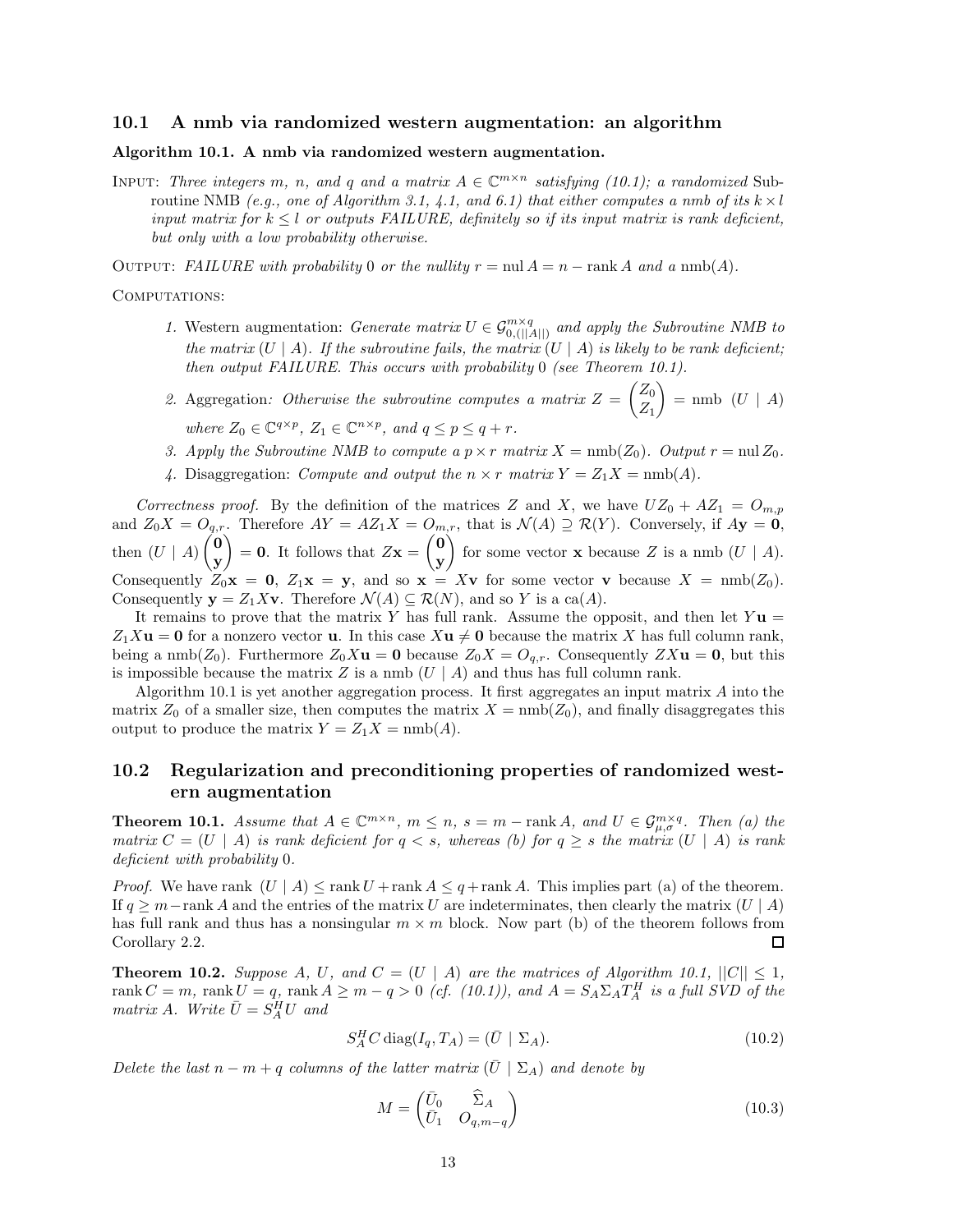## 10.1 A nmb via randomized western augmentation: an algorithm

**Algorithm 10.1. A nmb via randomized western augmentation.**

INPUT: *Three integers $m$, $n$, and $q$ and a matrix $A \in \mathbb{C}^{m\times n}$ satisfying (10.1); a randomized* Subroutine NMB *(e.g., one of Algorithm 3.1, 4.1, and 6.1) that either computes a nmb of its $k \times l$ input matrix for $k \le l$ or outputs FAILURE, definitely so if its input matrix is rank deficient, but only with a low probability otherwise.*

OUTPUT: *FAILURE with probability 0 or the nullity $r = \text{nul}\, A = n - \text{rank}\, A$ and a* $\text{nmb}(A)$.

COMPUTATIONS:

1. Western augmentation: *Generate matrix $U \in \mathcal{G}^{m\times q}_{0,(||A||)}$ and apply the Subroutine NMB to the matrix $(U \mid A)$. If the subroutine fails, the matrix $(U \mid A)$ is likely to be rank deficient; then output FAILURE. This occurs with probability 0 (see Theorem 10.1).*
2. Aggregation*: Otherwise the subroutine computes a matrix $Z = \begin{pmatrix} Z_0 \\ Z_1 \end{pmatrix} = \text{nmb}\ (U \mid A)$ where $Z_0 \in \mathbb{C}^{q\times p}$, $Z_1 \in \mathbb{C}^{n\times p}$, and $q \le p \le q + r$.*
3. *Apply the Subroutine NMB to compute a $p \times r$ matrix $X = \text{nmb}(Z_0)$. Output $r = \text{nul}\, Z_0$.*
4. Disaggregation: *Compute and output the $n \times r$ matrix $Y = Z_1 X = \text{nmb}(A)$.*

*Correctness proof.* By the definition of the matrices $Z$ and $X$, we have $UZ_0 + AZ_1 = O_{m,p}$ and $Z_0X = O_{q,r}$. Therefore $AY = AZ_1X = O_{m,r}$, that is $\mathcal{N}(A) \supseteq \mathcal{R}(Y)$. Conversely, if $A\mathbf{y} = \mathbf{0}$, then $(U \mid A)\begin{pmatrix} \mathbf{0} \\ \mathbf{y} \end{pmatrix} = \mathbf{0}$. It follows that $Z\mathbf{x} = \begin{pmatrix} \mathbf{0} \\ \mathbf{y} \end{pmatrix}$ for some vector $\mathbf{x}$ because $Z$ is a nmb $(U \mid A)$. Consequently $Z_0\mathbf{x} = \mathbf{0}$, $Z_1\mathbf{x} = \mathbf{y}$, and so $\mathbf{x} = X\mathbf{v}$ for some vector $\mathbf{v}$ because $X = \text{nmb}(Z_0)$. Consequently $\mathbf{y} = Z_1X\mathbf{v}$. Therefore $\mathcal{N}(A) \subseteq \mathcal{R}(N)$, and so $Y$ is a $\text{ca}(A)$.

It remains to prove that the matrix $Y$ has full rank. Assume the opposit, and then let $Y\mathbf{u} = Z_1X\mathbf{u} = \mathbf{0}$ for a nonzero vector $\mathbf{u}$. In this case $X\mathbf{u} \ne \mathbf{0}$ because the matrix $X$ has full column rank, being a $\text{nmb}(Z_0)$. Furthermore $Z_0X\mathbf{u} = \mathbf{0}$ because $Z_0X = O_{q,r}$. Consequently $ZX\mathbf{u} = \mathbf{0}$, but this is impossible because the matrix $Z$ is a nmb $(U \mid A)$ and thus has full column rank.

Algorithm 10.1 is yet another aggregation process. It first aggregates an input matrix $A$ into the matrix $Z_0$ of a smaller size, then computes the matrix $X = \text{nmb}(Z_0)$, and finally disaggregates this output to produce the matrix $Y = Z_1X = \text{nmb}(A)$.

## 10.2 Regularization and preconditioning properties of randomized western augmentation

**Theorem 10.1.** *Assume that $A \in \mathbb{C}^{m\times n}$, $m \le n$, $s = m - \text{rank}\, A$, and $U \in \mathcal{G}^{m\times q}_{\mu,\sigma}$. Then (a) the matrix $C = (U \mid A)$ is rank deficient for $q < s$, whereas (b) for $q \ge s$ the matrix $(U \mid A)$ is rank deficient with probability 0.*

*Proof.* We have $\text{rank}\ (U \mid A) \le \text{rank}\, U + \text{rank}\, A \le q + \text{rank}\, A$. This implies part (a) of the theorem. If $q \ge m - \text{rank}\, A$ and the entries of the matrix $U$ are indeterminates, then clearly the matrix $(U \mid A)$ has full rank and thus has a nonsingular $m \times m$ block. Now part (b) of the theorem follows from Corollary 2.2. □

**Theorem 10.2.** *Suppose $A$, $U$, and $C = (U \mid A)$ are the matrices of Algorithm 10.1, $||C|| \le 1$, $\text{rank}\, C = m$, $\text{rank}\, U = q$, $\text{rank}\, A \ge m - q > 0$ (cf. (10.1)), and $A = S_A\Sigma_AT_A^H$ is a full SVD of the matrix $A$. Write $\bar{U} = S_A^HU$ and*

$$S_A^H C \,\text{diag}(I_q, T_A) = (\bar{U} \mid \Sigma_A). \tag{10.2}$$

*Delete the last $n - m + q$ columns of the latter matrix $(\bar{U} \mid \Sigma_A)$ and denote by*

$$M = \begin{pmatrix} \bar{U}_0 & \widehat{\Sigma}_A \\ \bar{U}_1 & O_{q,m-q} \end{pmatrix} \tag{10.3}$$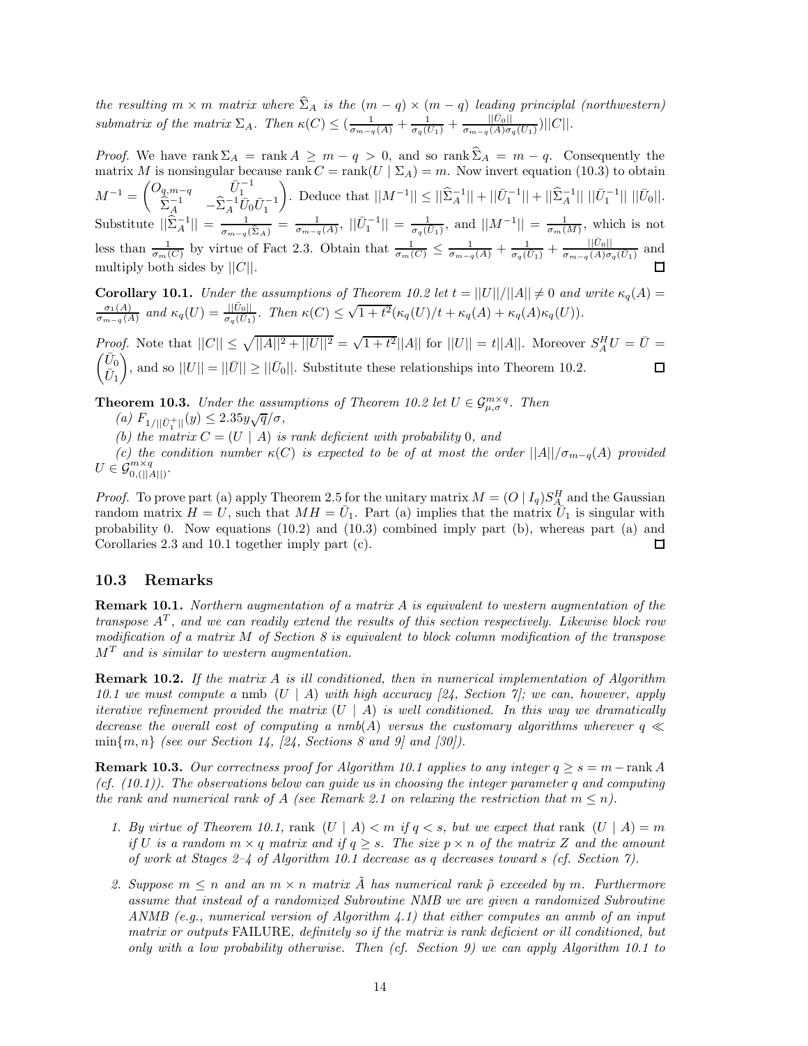*the resulting $m \times m$ matrix where $\widehat{\Sigma}_A$ is the $(m-q) \times (m-q)$ leading principlal (northwestern) submatrix of the matrix $\Sigma_A$. Then $\kappa(C) \le (\frac{1}{\sigma_{m-q}(A)} + \frac{1}{\sigma_q(\bar{U}_1)} + \frac{||\bar{U}_0||}{\sigma_{m-q}(A)\sigma_q(\bar{U}_1)})||C||$.*

*Proof.* We have $\text{rank}\,\Sigma_A = \text{rank}\,A \ge m-q > 0$, and so $\text{rank}\,\widehat{\Sigma}_A = m-q$. Consequently the matrix $M$ is nonsingular because $\text{rank}\,C = \text{rank}(U \mid \Sigma_A) = m$. Now invert equation (10.3) to obtain $M^{-1} = \begin{pmatrix} O_{q,m-q} & \bar{U}_1^{-1} \\ \widehat{\Sigma}_A^{-1} & -\widehat{\Sigma}_A^{-1}\bar{U}_0\bar{U}_1^{-1} \end{pmatrix}$. Deduce that $||M^{-1}|| \le ||\widehat{\Sigma}_A^{-1}|| + ||\bar{U}_1^{-1}|| + ||\widehat{\Sigma}_A^{-1}||\ ||\bar{U}_1^{-1}||\ ||\bar{U}_0||$. Substitute $||\widehat{\Sigma}_A^{-1}|| = \frac{1}{\sigma_{m-q}(\widehat{\Sigma}_A)} = \frac{1}{\sigma_{m-q}(A)}$, $||\bar{U}_1^{-1}|| = \frac{1}{\sigma_q(\bar{U}_1)}$, and $||M^{-1}|| = \frac{1}{\sigma_m(M)}$, which is not less than $\frac{1}{\sigma_m(C)}$ by virtue of Fact 2.3. Obtain that $\frac{1}{\sigma_m(C)} \le \frac{1}{\sigma_{m-q}(A)} + \frac{1}{\sigma_q(\bar{U}_1)} + \frac{||\bar{U}_0||}{\sigma_{m-q}(A)\sigma_q(\bar{U}_1)}$ and multiply both sides by $||C||$. □

**Corollary 10.1.** *Under the assumptions of Theorem 10.2 let $t = ||U||/||A|| \ne 0$ and write $\kappa_q(A) = \frac{\sigma_1(A)}{\sigma_{m-q}(A)}$ and $\kappa_q(U) = \frac{||\bar{U}_0||}{\sigma_q(\bar{U}_1)}$. Then $\kappa(C) \le \sqrt{1+t^2}(\kappa_q(U)/t + \kappa_q(A) + \kappa_q(A)\kappa_q(U))$.*

*Proof.* Note that $||C|| \le \sqrt{||A||^2 + ||U||^2} = \sqrt{1+t^2}||A||$ for $||U|| = t||A||$. Moreover $S_A^H U = \bar{U} = \begin{pmatrix} \bar{U}_0 \\ \bar{U}_1 \end{pmatrix}$, and so $||U|| = ||\bar{U}|| \ge ||\bar{U}_0||$. Substitute these relationships into Theorem 10.2. □

**Theorem 10.3.** *Under the assumptions of Theorem 10.2 let $U \in \mathcal{G}_{\mu,\sigma}^{m\times q}$. Then*

*(a) $F_{1/||\bar{U}_1^+||}(y) \le 2.35y\sqrt{q}/\sigma$,*

*(b) the matrix $C = (U \mid A)$ is rank deficient with probability 0, and*

*(c) the condition number $\kappa(C)$ is expected to be of at most the order $||A||/\sigma_{m-q}(A)$ provided $U \in \mathcal{G}_{0,(||A||)}^{m\times q}$.*

*Proof.* To prove part (a) apply Theorem 2.5 for the unitary matrix $M = (O \mid I_q)S_A^H$ and the Gaussian random matrix $H = U$, such that $MH = \bar{U}_1$. Part (a) implies that the matrix $\bar{U}_1$ is singular with probability 0. Now equations (10.2) and (10.3) combined imply part (b), whereas part (a) and Corollaries 2.3 and 10.1 together imply part (c). □

### 10.3 Remarks

**Remark 10.1.** *Northern augmentation of a matrix $A$ is equivalent to western augmentation of the transpose $A^T$, and we can readily extend the results of this section respectively. Likewise block row modification of a matrix $M$ of Section 8 is equivalent to block column modification of the transpose $M^T$ and is similar to western augmentation.*

**Remark 10.2.** *If the matrix $A$ is ill conditioned, then in numerical implementation of Algorithm 10.1 we must compute a* nmb *$(U \mid A)$ with high accuracy [24, Section 7]; we can, however, apply iterative refinement provided the matrix $(U \mid A)$ is well conditioned. In this way we dramatically decrease the overall cost of computing a nmb$(A)$ versus the customary algorithms wherever $q \ll \min\{m, n\}$ (see our Section 14, [24, Sections 8 and 9] and [30]).*

**Remark 10.3.** *Our correctness proof for Algorithm 10.1 applies to any integer $q \ge s = m - \text{rank}\,A$ (cf. (10.1)). The observations below can guide us in choosing the integer parameter $q$ and computing the rank and numerical rank of $A$ (see Remark 2.1 on relaxing the restriction that $m \le n$).*

1. *By virtue of Theorem 10.1,* rank *$(U \mid A) < m$ if $q < s$, but we expect that* rank *$(U \mid A) = m$ if $U$ is a random $m \times q$ matrix and if $q \ge s$. The size $p \times n$ of the matrix $Z$ and the amount of work at Stages 2–4 of Algorithm 10.1 decrease as $q$ decreases toward $s$ (cf. Section 7).*

2. *Suppose $m \le n$ and an $m \times n$ matrix $\tilde{A}$ has numerical rank $\tilde{\rho}$ exceeded by $m$. Furthermore assume that instead of a randomized Subroutine NMB we are given a randomized Subroutine ANMB (e.g., numerical version of Algorithm 4.1) that either computes an anmb of an input matrix or outputs* FAILURE*, definitely so if the matrix is rank deficient or ill conditioned, but only with a low probability otherwise. Then (cf. Section 9) we can apply Algorithm 10.1 to*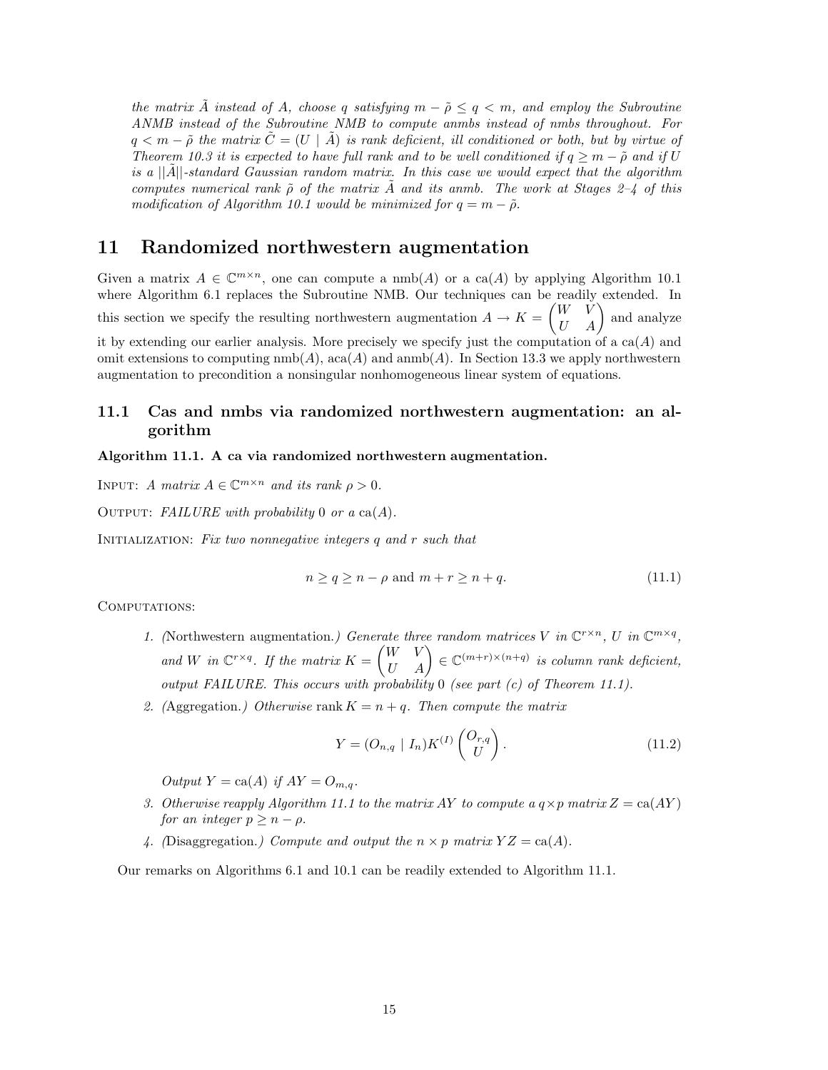*the matrix $\tilde{A}$ instead of $A$, choose $q$ satisfying $m - \tilde{\rho} \le q < m$, and employ the Subroutine ANMB instead of the Subroutine NMB to compute anmbs instead of nmbs throughout. For $q < m - \tilde{\rho}$ the matrix $\tilde{C} = (U \mid \tilde{A})$ is rank deficient, ill conditioned or both, but by virtue of Theorem 10.3 it is expected to have full rank and to be well conditioned if $q \ge m - \tilde{\rho}$ and if $U$ is a $||\tilde{A}||$-standard Gaussian random matrix. In this case we would expect that the algorithm computes numerical rank $\tilde{\rho}$ of the matrix $\tilde{A}$ and its anmb. The work at Stages 2–4 of this modification of Algorithm 10.1 would be minimized for $q = m - \tilde{\rho}$.*

# 11 Randomized northwestern augmentation

Given a matrix $A \in \mathbb{C}^{m\times n}$, one can compute a $\mathrm{nmb}(A)$ or a $\mathrm{ca}(A)$ by applying Algorithm 10.1 where Algorithm 6.1 replaces the Subroutine NMB. Our techniques can be readily extended. In this section we specify the resulting northwestern augmentation $A \to K = \begin{pmatrix} W & V \\ U & A \end{pmatrix}$ and analyze it by extending our earlier analysis. More precisely we specify just the computation of a $\mathrm{ca}(A)$ and omit extensions to computing $\mathrm{nmb}(A)$, $\mathrm{aca}(A)$ and $\mathrm{anmb}(A)$. In Section 13.3 we apply northwestern augmentation to precondition a nonsingular nonhomogeneous linear system of equations.

## 11.1 Cas and nmbs via randomized northwestern augmentation: an algorithm

**Algorithm 11.1. A ca via randomized northwestern augmentation.**

INPUT: *A matrix $A \in \mathbb{C}^{m\times n}$ and its rank $\rho > 0$.*

OUTPUT: *FAILURE with probability $0$ or a $\mathrm{ca}(A)$.*

INITIALIZATION: *Fix two nonnegative integers $q$ and $r$ such that*

$$n \ge q \ge n - \rho \text{ and } m + r \ge n + q. \tag{11.1}$$

COMPUTATIONS:

1. *(*Northwestern augmentation.*) Generate three random matrices $V$ in $\mathbb{C}^{r\times n}$, $U$ in $\mathbb{C}^{m\times q}$, and $W$ in $\mathbb{C}^{r\times q}$. If the matrix $K = \begin{pmatrix} W & V \\ U & A \end{pmatrix} \in \mathbb{C}^{(m+r)\times(n+q)}$ is column rank deficient, output FAILURE. This occurs with probability $0$ (see part (c) of Theorem 11.1).*
2. *(*Aggregation.*) Otherwise $\mathrm{rank}\, K = n + q$. Then compute the matrix*

$$Y = (O_{n,q} \mid I_n) K^{(I)} \begin{pmatrix} O_{r,q} \\ U \end{pmatrix}. \tag{11.2}$$

   *Output $Y = \mathrm{ca}(A)$ if $AY = O_{m,q}$.*

3. *Otherwise reapply Algorithm 11.1 to the matrix $AY$ to compute a $q \times p$ matrix $Z = \mathrm{ca}(AY)$ for an integer $p \ge n - \rho$.*
4. *(*Disaggregation.*) Compute and output the $n \times p$ matrix $YZ = \mathrm{ca}(A)$.*

Our remarks on Algorithms 6.1 and 10.1 can be readily extended to Algorithm 11.1.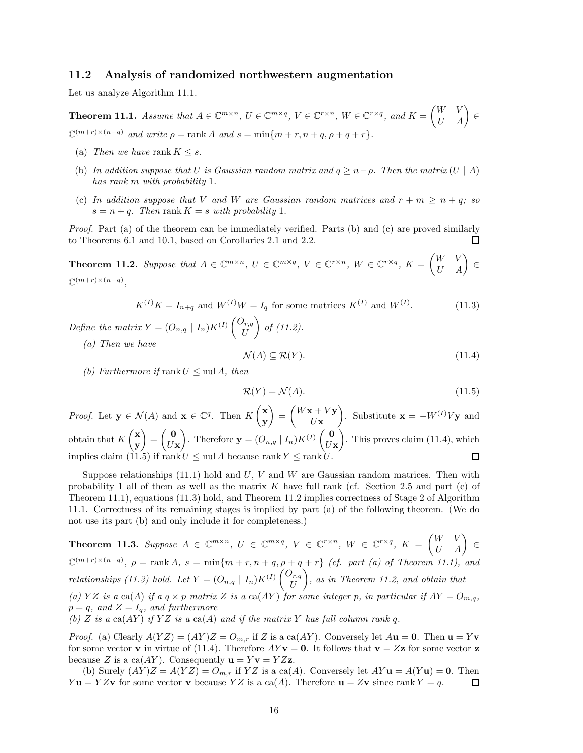### 11.2 Analysis of randomized northwestern augmentation

Let us analyze Algorithm 11.1.

**Theorem 11.1.** *Assume that $A \in \mathbb{C}^{m\times n}$, $U \in \mathbb{C}^{m\times q}$, $V \in \mathbb{C}^{r\times n}$, $W \in \mathbb{C}^{r\times q}$, and $K = \begin{pmatrix} W & V \\ U & A \end{pmatrix} \in \mathbb{C}^{(m+r)\times(n+q)}$ and write $\rho = \operatorname{rank} A$ and $s = \min\{m+r, n+q, \rho+q+r\}$.*

- (a) *Then we have $\operatorname{rank} K \le s$.*
- (b) *In addition suppose that $U$ is Gaussian random matrix and $q \ge n-\rho$. Then the matrix $(U \mid A)$ has rank $m$ with probability 1.*
- (c) *In addition suppose that $V$ and $W$ are Gaussian random matrices and $r+m \ge n+q$; so $s = n+q$. Then $\operatorname{rank} K = s$ with probability 1.*

*Proof.* Part (a) of the theorem can be immediately verified. Parts (b) and (c) are proved similarly to Theorems 6.1 and 10.1, based on Corollaries 2.1 and 2.2. $\square$

**Theorem 11.2.** *Suppose that $A \in \mathbb{C}^{m\times n}$, $U \in \mathbb{C}^{m\times q}$, $V \in \mathbb{C}^{r\times n}$, $W \in \mathbb{C}^{r\times q}$, $K = \begin{pmatrix} W & V \\ U & A \end{pmatrix} \in \mathbb{C}^{(m+r)\times(n+q)}$,*

$$K^{(I)}K = I_{n+q} \text{ and } W^{(I)}W = I_q \text{ for some matrices } K^{(I)} \text{ and } W^{(I)}. \tag{11.3}$$

*Define the matrix $Y = (O_{n,q} \mid I_n)K^{(I)}\begin{pmatrix} O_{r,q} \\ U \end{pmatrix}$ of (11.2).*

*(a) Then we have*

$$\mathcal{N}(A) \subseteq \mathcal{R}(Y). \tag{11.4}$$

*(b) Furthermore if $\operatorname{rank} U \le \operatorname{nul} A$, then*

$$\mathcal{R}(Y) = \mathcal{N}(A). \tag{11.5}$$

*Proof.* Let $\mathbf{y} \in \mathcal{N}(A)$ and $\mathbf{x} \in \mathbb{C}^q$. Then $K\begin{pmatrix} \mathbf{x} \\ \mathbf{y} \end{pmatrix} = \begin{pmatrix} W\mathbf{x} + V\mathbf{y} \\ U\mathbf{x} \end{pmatrix}$. Substitute $\mathbf{x} = -W^{(I)}V\mathbf{y}$ and obtain that $K\begin{pmatrix} \mathbf{x} \\ \mathbf{y} \end{pmatrix} = \begin{pmatrix} \mathbf{0} \\ U\mathbf{x} \end{pmatrix}$. Therefore $\mathbf{y} = (O_{n,q} \mid I_n)K^{(I)}\begin{pmatrix} \mathbf{0} \\ U\mathbf{x} \end{pmatrix}$. This proves claim (11.4), which implies claim (11.5) if $\operatorname{rank} U \le \operatorname{nul} A$ because $\operatorname{rank} Y \le \operatorname{rank} U$. $\square$

Suppose relationships (11.1) hold and $U$, $V$ and $W$ are Gaussian random matrices. Then with probability 1 all of them as well as the matrix $K$ have full rank (cf. Section 2.5 and part (c) of Theorem 11.1), equations (11.3) hold, and Theorem 11.2 implies correctness of Stage 2 of Algorithm 11.1. Correctness of its remaining stages is implied by part (a) of the following theorem. (We do not use its part (b) and only include it for completeness.)

**Theorem 11.3.** *Suppose $A \in \mathbb{C}^{m\times n}$, $U \in \mathbb{C}^{m\times q}$, $V \in \mathbb{C}^{r\times n}$, $W \in \mathbb{C}^{r\times q}$, $K = \begin{pmatrix} W & V \\ U & A \end{pmatrix} \in \mathbb{C}^{(m+r)\times(n+q)}$, $\rho = \operatorname{rank} A$, $s = \min\{m+r, n+q, \rho+q+r\}$ (cf. part (a) of Theorem 11.1), and relationships (11.3) hold. Let $Y = (O_{n,q} \mid I_n)K^{(I)}\begin{pmatrix} O_{r,q} \\ U \end{pmatrix}$, as in Theorem 11.2, and obtain that*
*(a) $YZ$ is a $\operatorname{ca}(A)$ if a $q \times p$ matrix $Z$ is a $\operatorname{ca}(AY)$ for some integer $p$, in particular if $AY = O_{m,q}$, $p = q$, and $Z = I_q$, and furthermore*
*(b) $Z$ is a $\operatorname{ca}(AY)$ if $YZ$ is a $\operatorname{ca}(A)$ and if the matrix $Y$ has full column rank $q$.*

*Proof.* (a) Clearly $A(YZ) = (AY)Z = O_{m,r}$ if $Z$ is a $\operatorname{ca}(AY)$. Conversely let $A\mathbf{u} = \mathbf{0}$. Then $\mathbf{u} = Y\mathbf{v}$ for some vector $\mathbf{v}$ in virtue of (11.4). Therefore $AY\mathbf{v} = \mathbf{0}$. It follows that $\mathbf{v} = Z\mathbf{z}$ for some vector $\mathbf{z}$ because $Z$ is a $\operatorname{ca}(AY)$. Consequently $\mathbf{u} = Y\mathbf{v} = YZ\mathbf{z}$.

(b) Surely $(AY)Z = A(YZ) = O_{m,r}$ if $YZ$ is a $\operatorname{ca}(A)$. Conversely let $AY\mathbf{u} = A(Y\mathbf{u}) = \mathbf{0}$. Then $Y\mathbf{u} = YZ\mathbf{v}$ for some vector $\mathbf{v}$ because $YZ$ is a $\operatorname{ca}(A)$. Therefore $\mathbf{u} = Z\mathbf{v}$ since $\operatorname{rank} Y = q$. $\square$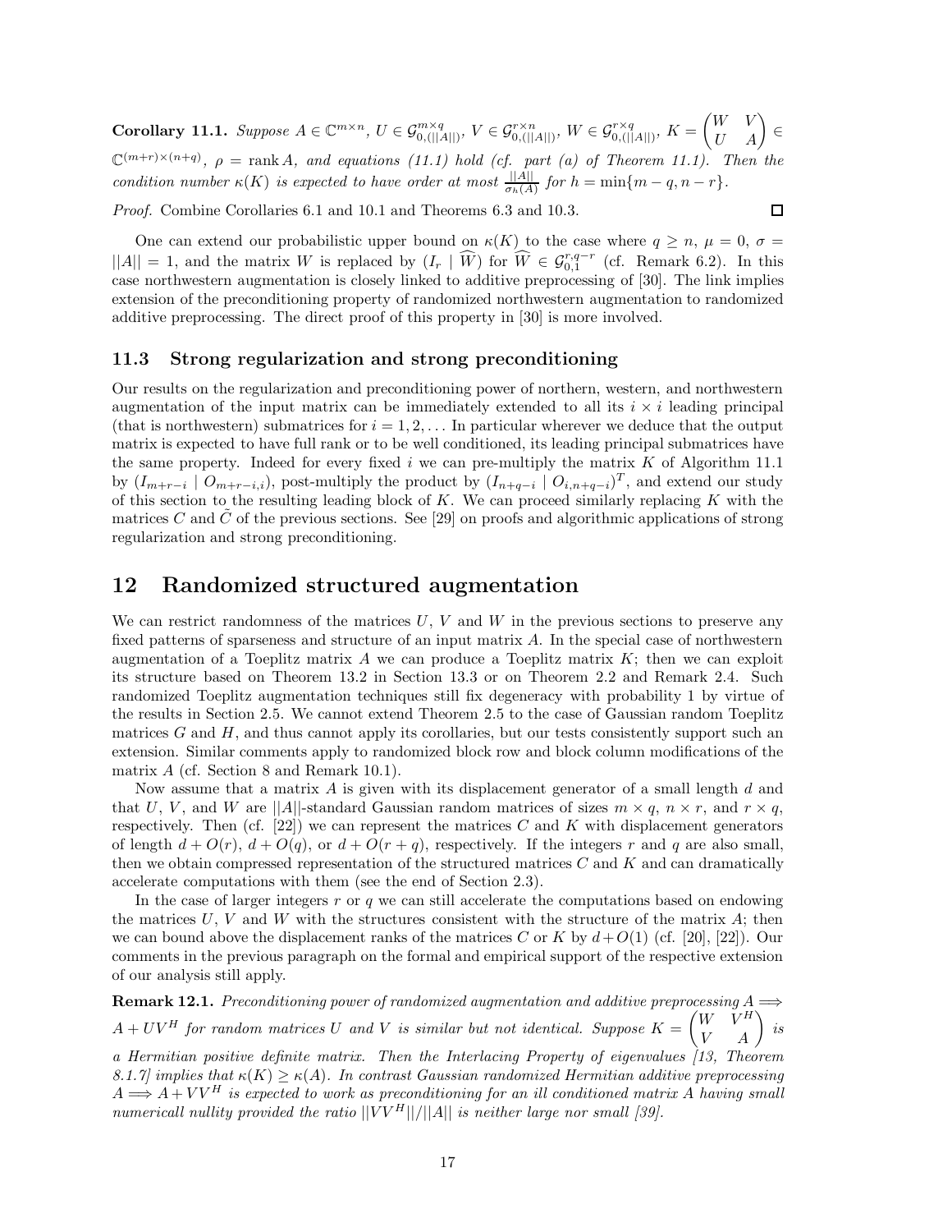**Corollary 11.1.** *Suppose $A \in \mathbb{C}^{m\times n}$, $U \in \mathcal{G}^{m\times q}_{0,(||A||)}$, $V \in \mathcal{G}^{r\times n}_{0,(||A||)}$, $W \in \mathcal{G}^{r\times q}_{0,(||A||)}$, $K = \begin{pmatrix} W & V \\ U & A \end{pmatrix} \in \mathbb{C}^{(m+r)\times(n+q)}$, $\rho = \operatorname{rank} A$, and equations (11.1) hold (cf. part (a) of Theorem 11.1). Then the condition number $\kappa(K)$ is expected to have order at most $\frac{||A||}{\sigma_h(A)}$ for $h = \min\{m-q, n-r\}$.*

*Proof.* Combine Corollaries 6.1 and 10.1 and Theorems 6.3 and 10.3. □

One can extend our probabilistic upper bound on $\kappa(K)$ to the case where $q \geq n$, $\mu = 0$, $\sigma = ||A|| = 1$, and the matrix $W$ is replaced by $(I_r \mid \widehat{W})$ for $\widehat{W} \in \mathcal{G}^{r,q-r}_{0,1}$ (cf. Remark 6.2). In this case northwestern augmentation is closely linked to additive preprocessing of [30]. The link implies extension of the preconditioning property of randomized northwestern augmentation to randomized additive preprocessing. The direct proof of this property in [30] is more involved.

### 11.3 Strong regularization and strong preconditioning

Our results on the regularization and preconditioning power of northern, western, and northwestern augmentation of the input matrix can be immediately extended to all its $i \times i$ leading principal (that is northwestern) submatrices for $i = 1, 2, \ldots$ In particular wherever we deduce that the output matrix is expected to have full rank or to be well conditioned, its leading principal submatrices have the same property. Indeed for every fixed $i$ we can pre-multiply the matrix $K$ of Algorithm 11.1 by $(I_{m+r-i} \mid O_{m+r-i,i})$, post-multiply the product by $(I_{n+q-i} \mid O_{i,n+q-i})^T$, and extend our study of this section to the resulting leading block of $K$. We can proceed similarly replacing $K$ with the matrices $C$ and $\tilde{C}$ of the previous sections. See [29] on proofs and algorithmic applications of strong regularization and strong preconditioning.

## 12 Randomized structured augmentation

We can restrict randomness of the matrices $U$, $V$ and $W$ in the previous sections to preserve any fixed patterns of sparseness and structure of an input matrix $A$. In the special case of northwestern augmentation of a Toeplitz matrix $A$ we can produce a Toeplitz matrix $K$; then we can exploit its structure based on Theorem 13.2 in Section 13.3 or on Theorem 2.2 and Remark 2.4. Such randomized Toeplitz augmentation techniques still fix degeneracy with probability 1 by virtue of the results in Section 2.5. We cannot extend Theorem 2.5 to the case of Gaussian random Toeplitz matrices $G$ and $H$, and thus cannot apply its corollaries, but our tests consistently support such an extension. Similar comments apply to randomized block row and block column modifications of the matrix $A$ (cf. Section 8 and Remark 10.1).

Now assume that a matrix $A$ is given with its displacement generator of a small length $d$ and that $U$, $V$, and $W$ are $||A||$-standard Gaussian random matrices of sizes $m \times q$, $n \times r$, and $r \times q$, respectively. Then (cf. [22]) we can represent the matrices $C$ and $K$ with displacement generators of length $d + O(r)$, $d + O(q)$, or $d + O(r + q)$, respectively. If the integers $r$ and $q$ are also small, then we obtain compressed representation of the structured matrices $C$ and $K$ and can dramatically accelerate computations with them (see the end of Section 2.3).

In the case of larger integers $r$ or $q$ we can still accelerate the computations based on endowing the matrices $U$, $V$ and $W$ with the structures consistent with the structure of the matrix $A$; then we can bound above the displacement ranks of the matrices $C$ or $K$ by $d + O(1)$ (cf. [20], [22]). Our comments in the previous paragraph on the formal and empirical support of the respective extension of our analysis still apply.

**Remark 12.1.** *Preconditioning power of randomized augmentation and additive preprocessing $A \Longrightarrow A + UV^H$ for random matrices $U$ and $V$ is similar but not identical. Suppose $K = \begin{pmatrix} W & V^H \\ V & A \end{pmatrix}$ is a Hermitian positive definite matrix. Then the Interlacing Property of eigenvalues [13, Theorem 8.1.7] implies that $\kappa(K) \geq \kappa(A)$. In contrast Gaussian randomized Hermitian additive preprocessing $A \Longrightarrow A + VV^H$ is expected to work as preconditioning for an ill conditioned matrix $A$ having small numericall nullity provided the ratio $||VV^H||/||A||$ is neither large nor small [39].*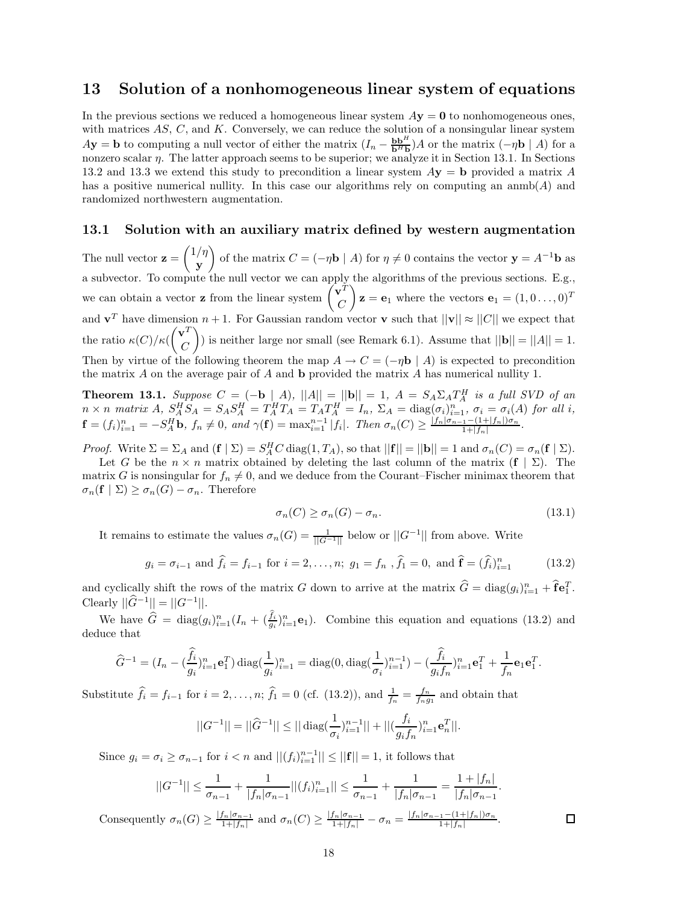## 13 Solution of a nonhomogeneous linear system of equations

In the previous sections we reduced a homogeneous linear system $A\mathbf{y} = \mathbf{0}$ to nonhomogeneous ones, with matrices $AS$, $C$, and $K$. Conversely, we can reduce the solution of a nonsingular linear system $A\mathbf{y} = \mathbf{b}$ to computing a null vector of either the matrix $(I_n - \frac{\mathbf{b}\mathbf{b}^H}{\mathbf{b}^H\mathbf{b}})A$ or the matrix $(-\eta\mathbf{b} \mid A)$ for a nonzero scalar $\eta$. The latter approach seems to be superior; we analyze it in Section 13.1. In Sections 13.2 and 13.3 we extend this study to precondition a linear system $A\mathbf{y} = \mathbf{b}$ provided a matrix $A$ has a positive numerical nullity. In this case our algorithms rely on computing an anmb$(A)$ and randomized northwestern augmentation.

### 13.1 Solution with an auxiliary matrix defined by western augmentation

The null vector $\mathbf{z} = \begin{pmatrix} 1/\eta \\ \mathbf{y} \end{pmatrix}$ of the matrix $C = (-\eta\mathbf{b} \mid A)$ for $\eta \neq 0$ contains the vector $\mathbf{y} = A^{-1}\mathbf{b}$ as a subvector. To compute the null vector we can apply the algorithms of the previous sections. E.g., we can obtain a vector $\mathbf{z}$ from the linear system $\begin{pmatrix} \mathbf{v}^T \\ C \end{pmatrix}\mathbf{z} = \mathbf{e}_1$ where the vectors $\mathbf{e}_1 = (1, 0 \dots, 0)^T$ and $\mathbf{v}^T$ have dimension $n+1$. For Gaussian random vector $\mathbf{v}$ such that $||\mathbf{v}|| \approx ||C||$ we expect that the ratio $\kappa(C)/\kappa(\begin{pmatrix} \mathbf{v}^T \\ C \end{pmatrix})$ is neither large nor small (see Remark 6.1). Assume that $||\mathbf{b}|| = ||A|| = 1$. Then by virtue of the following theorem the map $A \to C = (-\eta\mathbf{b} \mid A)$ is expected to precondition the matrix $A$ on the average pair of $A$ and $\mathbf{b}$ provided the matrix $A$ has numerical nullity 1.

**Theorem 13.1.** *Suppose $C = (-\mathbf{b} \mid A)$, $||A|| = ||\mathbf{b}|| = 1$, $A = S_A\Sigma_A T_A^H$ is a full SVD of an $n \times n$ matrix $A$, $S_A^H S_A = S_A S_A^H = T_A^H T_A = T_A T_A^H = I_n$, $\Sigma_A = \operatorname{diag}(\sigma_i)_{i=1}^n$, $\sigma_i = \sigma_i(A)$ for all $i$, $\mathbf{f} = (f_i)_{i=1}^n = -S_A^H\mathbf{b}$, $f_n \neq 0$, and $\gamma(\mathbf{f}) = \max_{i=1}^{n-1}|f_i|$. Then $\sigma_n(C) \geq \frac{|f_n|\sigma_{n-1} - (1+|f_n|)\sigma_n}{1+|f_n|}$.*

*Proof.* Write $\Sigma = \Sigma_A$ and $(\mathbf{f} \mid \Sigma) = S_A^H C \operatorname{diag}(1, T_A)$, so that $||\mathbf{f}|| = ||\mathbf{b}|| = 1$ and $\sigma_n(C) = \sigma_n(\mathbf{f} \mid \Sigma)$.

Let $G$ be the $n \times n$ matrix obtained by deleting the last column of the matrix $(\mathbf{f} \mid \Sigma)$. The matrix $G$ is nonsingular for $f_n \neq 0$, and we deduce from the Courant–Fischer minimax theorem that $\sigma_n(\mathbf{f} \mid \Sigma) \geq \sigma_n(G) - \sigma_n$. Therefore

$$\sigma_n(C) \geq \sigma_n(G) - \sigma_n. \tag{13.1}$$

It remains to estimate the values $\sigma_n(G) = \frac{1}{||G^{-1}||}$ below or $||G^{-1}||$ from above. Write

$$g_i = \sigma_{i-1} \text{ and } \widehat{f}_i = f_{i-1} \text{ for } i = 2, \dots, n;\ g_1 = f_n\ , \widehat{f}_1 = 0, \text{ and } \widehat{\mathbf{f}} = (\widehat{f}_i)_{i=1}^n \tag{13.2}$$

and cyclically shift the rows of the matrix $G$ down to arrive at the matrix $\widehat{G} = \operatorname{diag}(g_i)_{i=1}^n + \widehat{\mathbf{f}}\mathbf{e}_1^T$. Clearly $||\widehat{G}^{-1}|| = ||G^{-1}||$.

We have $\widehat{G} = \operatorname{diag}(g_i)_{i=1}^n(I_n + (\frac{\widehat{f}_i}{g_i})_{i=1}^n\mathbf{e}_1)$. Combine this equation and equations (13.2) and deduce that

$$\widehat{G}^{-1} = (I_n - (\frac{\widehat{f}_i}{g_i})_{i=1}^n\mathbf{e}_1^T)\operatorname{diag}(\frac{1}{g_i})_{i=1}^n = \operatorname{diag}(0, \operatorname{diag}(\frac{1}{\sigma_i})_{i=1}^{n-1}) - (\frac{\widehat{f}_i}{g_i f_n})_{i=1}^n\mathbf{e}_1^T + \frac{1}{f_n}\mathbf{e}_1\mathbf{e}_1^T.$$

Substitute $\widehat{f}_i = f_{i-1}$ for $i = 2, \dots, n$; $\widehat{f}_1 = 0$ (cf. (13.2)), and $\frac{1}{f_n} = \frac{f_n}{f_n g_1}$ and obtain that

$$||G^{-1}|| = ||\widehat{G}^{-1}|| \leq ||\operatorname{diag}(\frac{1}{\sigma_i})_{i=1}^{n-1}|| + ||(\frac{f_i}{g_i f_n})_{i=1}^n\mathbf{e}_n^T||.$$

Since $g_i = \sigma_i \geq \sigma_{n-1}$ for $i < n$ and $||(f_i)_{i=1}^{n-1}|| \leq ||\mathbf{f}|| = 1$, it follows that

$$||G^{-1}|| \leq \frac{1}{\sigma_{n-1}} + \frac{1}{|f_n|\sigma_{n-1}}||(f_i)_{i=1}^n|| \leq \frac{1}{\sigma_{n-1}} + \frac{1}{|f_n|\sigma_{n-1}} = \frac{1+|f_n|}{|f_n|\sigma_{n-1}}.$$

Consequently $\sigma_n(G) \geq \frac{|f_n|\sigma_{n-1}}{1+|f_n|}$ and $\sigma_n(C) \geq \frac{|f_n|\sigma_{n-1}}{1+|f_n|} - \sigma_n = \frac{|f_n|\sigma_{n-1} - (1+|f_n|)\sigma_n}{1+|f_n|}$. $\square$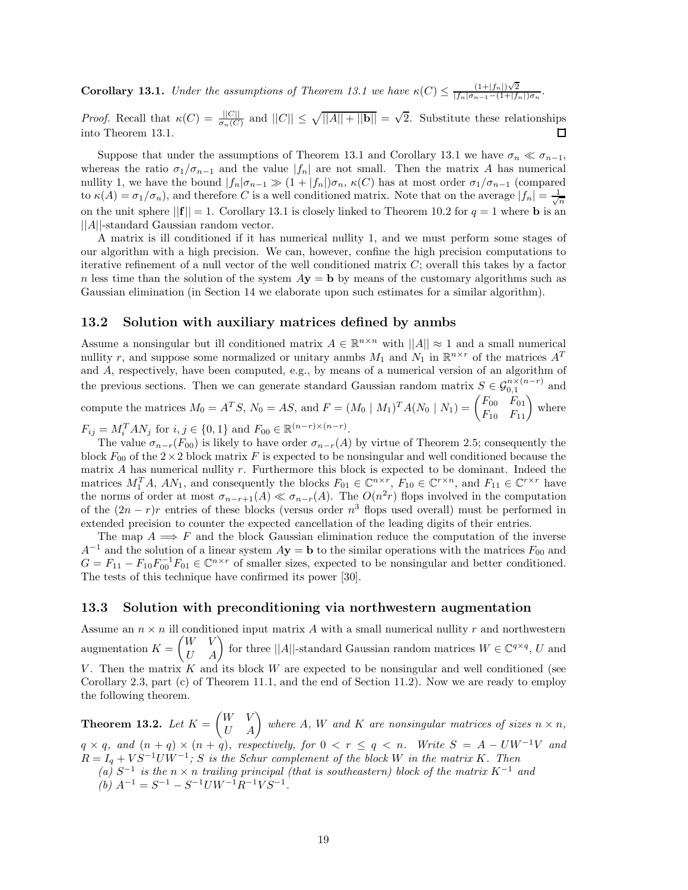**Corollary 13.1.** *Under the assumptions of Theorem 13.1 we have* $\kappa(C) \leq \frac{(1+|f_n|)\sqrt{2}}{|f_n|\sigma_{n-1}-(1+|f_n|)\sigma_n}$.

*Proof.* Recall that $\kappa(C) = \frac{||C||}{\sigma_n(C)}$ and $||C|| \leq \sqrt{||A||+||\mathbf{b}||} = \sqrt{2}$. Substitute these relationships into Theorem 13.1. □

Suppose that under the assumptions of Theorem 13.1 and Corollary 13.1 we have $\sigma_n \ll \sigma_{n-1}$, whereas the ratio $\sigma_1/\sigma_{n-1}$ and the value $|f_n|$ are not small. Then the matrix $A$ has numerical nullity 1, we have the bound $|f_n|\sigma_{n-1} \gg (1+|f_n|)\sigma_n$, $\kappa(C)$ has at most order $\sigma_1/\sigma_{n-1}$ (compared to $\kappa(A) = \sigma_1/\sigma_n$), and therefore $C$ is a well conditioned matrix. Note that on the average $|f_n| = \frac{1}{\sqrt{n}}$ on the unit sphere $||\mathbf{f}|| = 1$. Corollary 13.1 is closely linked to Theorem 10.2 for $q = 1$ where $\mathbf{b}$ is an $||A||$-standard Gaussian random vector.

A matrix is ill conditioned if it has numerical nullity 1, and we must perform some stages of our algorithm with a high precision. We can, however, confine the high precision computations to iterative refinement of a null vector of the well conditioned matrix $C$; overall this takes by a factor $n$ less time than the solution of the system $A\mathbf{y} = \mathbf{b}$ by means of the customary algorithms such as Gaussian elimination (in Section 14 we elaborate upon such estimates for a similar algorithm).

### 13.2 Solution with auxiliary matrices defined by anmbs

Assume a nonsingular but ill conditioned matrix $A \in \mathbb{R}^{n\times n}$ with $||A|| \approx 1$ and a small numerical nullity $r$, and suppose some normalized or unitary anmbs $M_1$ and $N_1$ in $\mathbb{R}^{n\times r}$ of the matrices $A^T$ and $A$, respectively, have been computed, e.g., by means of a numerical version of an algorithm of the previous sections. Then we can generate standard Gaussian random matrix $S \in \mathcal{G}_{0,1}^{n\times(n-r)}$ and compute the matrices $M_0 = A^TS$, $N_0 = AS$, and $F = (M_0 \mid M_1)^T A(N_0 \mid N_1) = \begin{pmatrix} F_{00} & F_{01} \\ F_{10} & F_{11} \end{pmatrix}$ where $F_{ij} = M_i^TAN_j$ for $i, j \in \{0, 1\}$ and $F_{00} \in \mathbb{R}^{(n-r)\times(n-r)}$.

The value $\sigma_{n-r}(F_{00})$ is likely to have order $\sigma_{n-r}(A)$ by virtue of Theorem 2.5; consequently the block $F_{00}$ of the $2\times 2$ block matrix $F$ is expected to be nonsingular and well conditioned because the matrix $A$ has numerical nullity $r$. Furthermore this block is expected to be dominant. Indeed the matrices $M_1^TA$, $AN_1$, and consequently the blocks $F_{01} \in \mathbb{C}^{n\times r}$, $F_{10} \in \mathbb{C}^{r\times n}$, and $F_{11} \in \mathbb{C}^{r\times r}$ have the norms of order at most $\sigma_{n-r+1}(A) \ll \sigma_{n-r}(A)$. The $O(n^2r)$ flops involved in the computation of the $(2n-r)r$ entries of these blocks (versus order $n^3$ flops used overall) must be performed in extended precision to counter the expected cancellation of the leading digits of their entries.

The map $A \Longrightarrow F$ and the block Gaussian elimination reduce the computation of the inverse $A^{-1}$ and the solution of a linear system $A\mathbf{y} = \mathbf{b}$ to the similar operations with the matrices $F_{00}$ and $G = F_{11} - F_{10}F_{00}^{-1}F_{01} \in \mathbb{C}^{n\times r}$ of smaller sizes, expected to be nonsingular and better conditioned. The tests of this technique have confirmed its power [30].

### 13.3 Solution with preconditioning via northwestern augmentation

Assume an $n \times n$ ill conditioned input matrix $A$ with a small numerical nullity $r$ and northwestern augmentation $K = \begin{pmatrix} W & V \\ U & A \end{pmatrix}$ for three $||A||$-standard Gaussian random matrices $W \in \mathbb{C}^{q\times q}$, $U$ and $V$. Then the matrix $K$ and its block $W$ are expected to be nonsingular and well conditioned (see Corollary 2.3, part (c) of Theorem 11.1, and the end of Section 11.2). Now we are ready to employ the following theorem.

**Theorem 13.2.** *Let* $K = \begin{pmatrix} W & V \\ U & A \end{pmatrix}$ *where $A$, $W$ and $K$ are nonsingular matrices of sizes $n \times n$, $q \times q$, and $(n+q)\times(n+q)$, respectively, for $0 < r \leq q < n$. Write $S = A - UW^{-1}V$ and $R = I_q + VS^{-1}UW^{-1}$; $S$ is the Schur complement of the block $W$ in the matrix $K$. Then*

*(a) $S^{-1}$ is the $n \times n$ trailing principal (that is southeastern) block of the matrix $K^{-1}$ and*

*(b) $A^{-1} = S^{-1} - S^{-1}UW^{-1}R^{-1}VS^{-1}$.*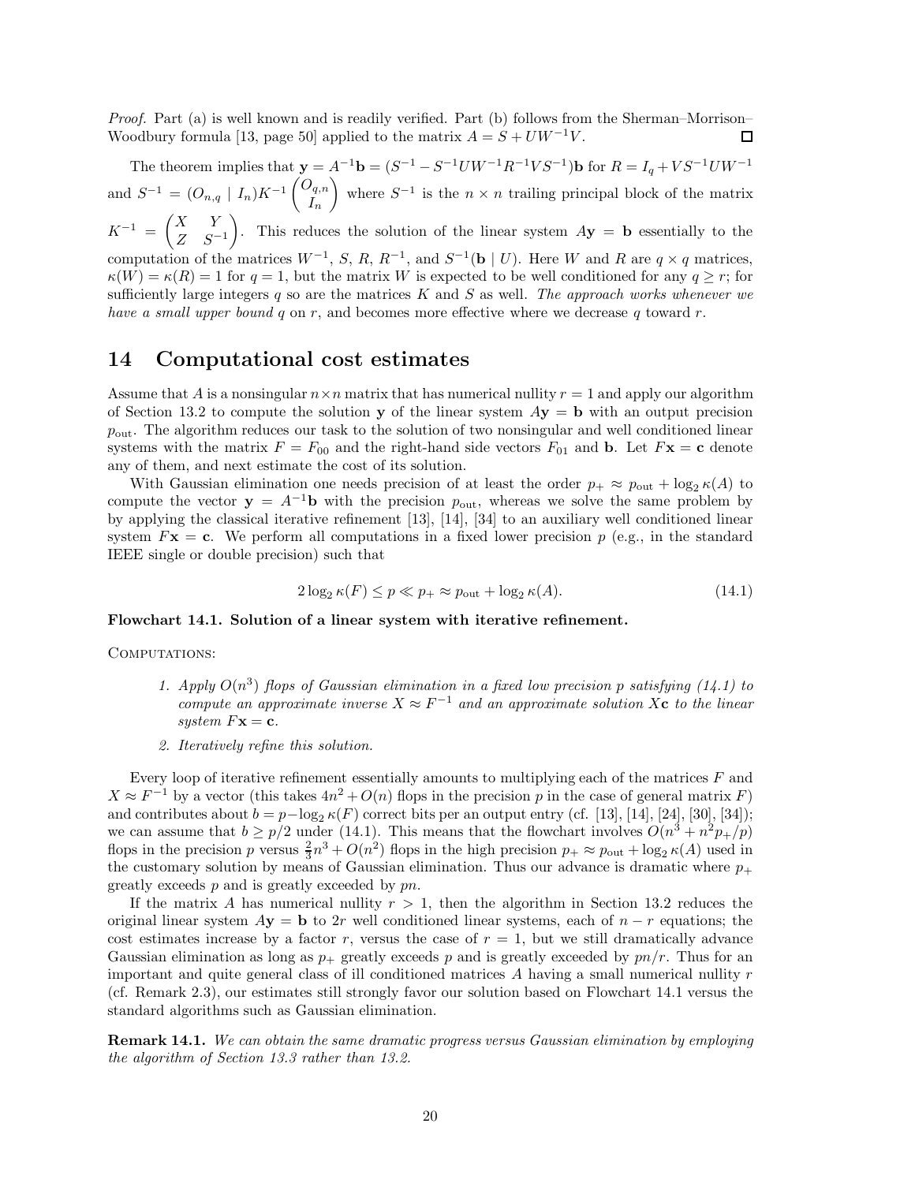*Proof.* Part (a) is well known and is readily verified. Part (b) follows from the Sherman–Morrison–Woodbury formula [13, page 50] applied to the matrix $A = S + UW^{-1}V$. $\square$

The theorem implies that $\mathbf{y} = A^{-1}\mathbf{b} = (S^{-1} - S^{-1}UW^{-1}R^{-1}VS^{-1})\mathbf{b}$ for $R = I_q + VS^{-1}UW^{-1}$ and $S^{-1} = (O_{n,q} \mid I_n)K^{-1}\begin{pmatrix} O_{q,n} \\ I_n \end{pmatrix}$ where $S^{-1}$ is the $n \times n$ trailing principal block of the matrix $K^{-1} = \begin{pmatrix} X & Y \\ Z & S^{-1} \end{pmatrix}$. This reduces the solution of the linear system $A\mathbf{y} = \mathbf{b}$ essentially to the computation of the matrices $W^{-1}$, $S$, $R$, $R^{-1}$, and $S^{-1}(\mathbf{b} \mid U)$. Here $W$ and $R$ are $q \times q$ matrices, $\kappa(W) = \kappa(R) = 1$ for $q = 1$, but the matrix $W$ is expected to be well conditioned for any $q \geq r$; for sufficiently large integers $q$ so are the matrices $K$ and $S$ as well. *The approach works whenever we have a small upper bound $q$ on $r$, and becomes more effective where we decrease $q$ toward $r$.*

# 14 Computational cost estimates

Assume that $A$ is a nonsingular $n \times n$ matrix that has numerical nullity $r = 1$ and apply our algorithm of Section 13.2 to compute the solution $\mathbf{y}$ of the linear system $A\mathbf{y} = \mathbf{b}$ with an output precision $p_{\text{out}}$. The algorithm reduces our task to the solution of two nonsingular and well conditioned linear systems with the matrix $F = F_{00}$ and the right-hand side vectors $F_{01}$ and $\mathbf{b}$. Let $F\mathbf{x} = \mathbf{c}$ denote any of them, and next estimate the cost of its solution.

With Gaussian elimination one needs precision of at least the order $p_+ \approx p_{\text{out}} + \log_2 \kappa(A)$ to compute the vector $\mathbf{y} = A^{-1}\mathbf{b}$ with the precision $p_{\text{out}}$, whereas we solve the same problem by by applying the classical iterative refinement [13], [14], [34] to an auxiliary well conditioned linear system $F\mathbf{x} = \mathbf{c}$. We perform all computations in a fixed lower precision $p$ (e.g., in the standard IEEE single or double precision) such that

$$2\log_2 \kappa(F) \leq p \ll p_+ \approx p_{\text{out}} + \log_2 \kappa(A). \tag{14.1}$$

**Flowchart 14.1. Solution of a linear system with iterative refinement.**

COMPUTATIONS:

1. *Apply $O(n^3)$ flops of Gaussian elimination in a fixed low precision $p$ satisfying (14.1) to compute an approximate inverse $X \approx F^{-1}$ and an approximate solution $X\mathbf{c}$ to the linear system $F\mathbf{x} = \mathbf{c}$.*
2. *Iteratively refine this solution.*

Every loop of iterative refinement essentially amounts to multiplying each of the matrices $F$ and $X \approx F^{-1}$ by a vector (this takes $4n^2 + O(n)$ flops in the precision $p$ in the case of general matrix $F$) and contributes about $b = p - \log_2 \kappa(F)$ correct bits per an output entry (cf. [13], [14], [24], [30], [34]); we can assume that $b \geq p/2$ under (14.1). This means that the flowchart involves $O(n^3 + n^2 p_+/p)$ flops in the precision $p$ versus $\frac{2}{3}n^3 + O(n^2)$ flops in the high precision $p_+ \approx p_{\text{out}} + \log_2 \kappa(A)$ used in the customary solution by means of Gaussian elimination. Thus our advance is dramatic where $p_+$ greatly exceeds $p$ and is greatly exceeded by $pn$.

If the matrix $A$ has numerical nullity $r > 1$, then the algorithm in Section 13.2 reduces the original linear system $A\mathbf{y} = \mathbf{b}$ to $2r$ well conditioned linear systems, each of $n - r$ equations; the cost estimates increase by a factor $r$, versus the case of $r = 1$, but we still dramatically advance Gaussian elimination as long as $p_+$ greatly exceeds $p$ and is greatly exceeded by $pn/r$. Thus for an important and quite general class of ill conditioned matrices $A$ having a small numerical nullity $r$ (cf. Remark 2.3), our estimates still strongly favor our solution based on Flowchart 14.1 versus the standard algorithms such as Gaussian elimination.

**Remark 14.1.** *We can obtain the same dramatic progress versus Gaussian elimination by employing the algorithm of Section 13.3 rather than 13.2.*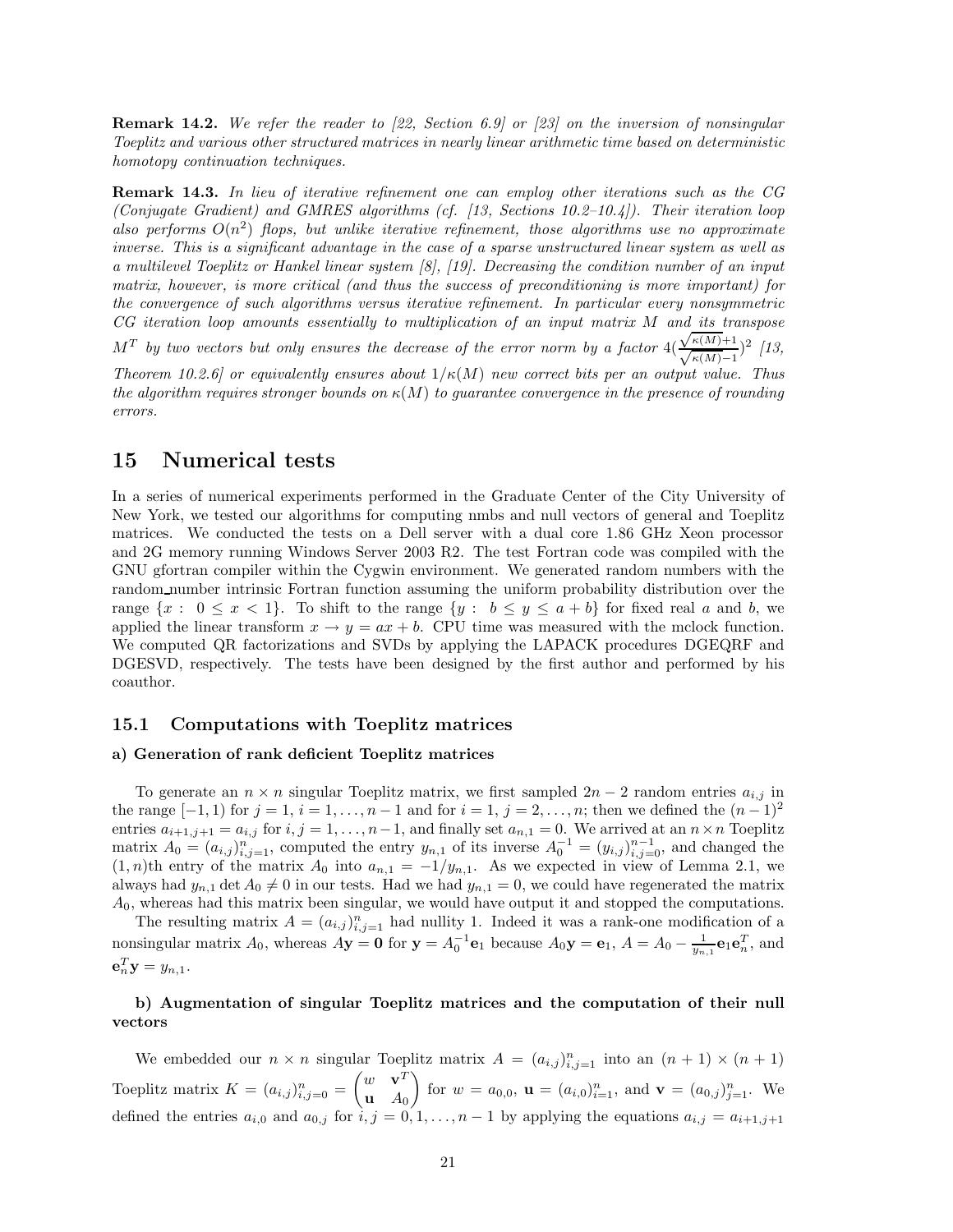**Remark 14.2.** *We refer the reader to [22, Section 6.9] or [23] on the inversion of nonsingular Toeplitz and various other structured matrices in nearly linear arithmetic time based on deterministic homotopy continuation techniques.*

**Remark 14.3.** *In lieu of iterative refinement one can employ other iterations such as the CG (Conjugate Gradient) and GMRES algorithms (cf. [13, Sections 10.2–10.4]). Their iteration loop also performs $O(n^2)$ flops, but unlike iterative refinement, those algorithms use no approximate inverse. This is a significant advantage in the case of a sparse unstructured linear system as well as a multilevel Toeplitz or Hankel linear system [8], [19]. Decreasing the condition number of an input matrix, however, is more critical (and thus the success of preconditioning is more important) for the convergence of such algorithms versus iterative refinement. In particular every nonsymmetric CG iteration loop amounts essentially to multiplication of an input matrix $M$ and its transpose $M^T$ by two vectors but only ensures the decrease of the error norm by a factor $4(\frac{\sqrt{\kappa(M)}+1}{\sqrt{\kappa(M)}-1})^2$ [13, Theorem 10.2.6] or equivalently ensures about $1/\kappa(M)$ new correct bits per an output value. Thus the algorithm requires stronger bounds on $\kappa(M)$ to guarantee convergence in the presence of rounding errors.*

# 15 Numerical tests

In a series of numerical experiments performed in the Graduate Center of the City University of New York, we tested our algorithms for computing nmbs and null vectors of general and Toeplitz matrices. We conducted the tests on a Dell server with a dual core 1.86 GHz Xeon processor and 2G memory running Windows Server 2003 R2. The test Fortran code was compiled with the GNU gfortran compiler within the Cygwin environment. We generated random numbers with the random_number intrinsic Fortran function assuming the uniform probability distribution over the range $\{x : \ 0 \le x < 1\}$. To shift to the range $\{y : \ b \le y \le a + b\}$ for fixed real $a$ and $b$, we applied the linear transform $x \to y = ax + b$. CPU time was measured with the mclock function. We computed QR factorizations and SVDs by applying the LAPACK procedures DGEQRF and DGESVD, respectively. The tests have been designed by the first author and performed by his coauthor.

## 15.1 Computations with Toeplitz matrices

**a) Generation of rank deficient Toeplitz matrices**

To generate an $n \times n$ singular Toeplitz matrix, we first sampled $2n - 2$ random entries $a_{i,j}$ in the range $[-1, 1)$ for $j = 1$, $i = 1, \dots, n - 1$ and for $i = 1$, $j = 2, \dots, n$; then we defined the $(n - 1)^2$ entries $a_{i+1,j+1} = a_{i,j}$ for $i, j = 1, \dots, n - 1$, and finally set $a_{n,1} = 0$. We arrived at an $n \times n$ Toeplitz matrix $A_0 = (a_{i,j})_{i,j=1}^{n}$, computed the entry $y_{n,1}$ of its inverse $A_0^{-1} = (y_{i,j})_{i,j=0}^{n-1}$, and changed the $(1, n)$th entry of the matrix $A_0$ into $a_{n,1} = -1/y_{n,1}$. As we expected in view of Lemma 2.1, we always had $y_{n,1} \det A_0 \neq 0$ in our tests. Had we had $y_{n,1} = 0$, we could have regenerated the matrix $A_0$, whereas had this matrix been singular, we would have output it and stopped the computations.

The resulting matrix $A = (a_{i,j})_{i,j=1}^{n}$ had nullity 1. Indeed it was a rank-one modification of a nonsingular matrix $A_0$, whereas $A\mathbf{y} = \mathbf{0}$ for $\mathbf{y} = A_0^{-1}\mathbf{e}_1$ because $A_0\mathbf{y} = \mathbf{e}_1$, $A = A_0 - \frac{1}{y_{n,1}}\mathbf{e}_1\mathbf{e}_n^T$, and $\mathbf{e}_n^T\mathbf{y} = y_{n,1}$.

**b) Augmentation of singular Toeplitz matrices and the computation of their null vectors**

We embedded our $n \times n$ singular Toeplitz matrix $A = (a_{i,j})_{i,j=1}^{n}$ into an $(n + 1) \times (n + 1)$ Toeplitz matrix $K = (a_{i,j})_{i,j=0}^{n} = \begin{pmatrix} w & \mathbf{v}^T \\ \mathbf{u} & A_0 \end{pmatrix}$ for $w = a_{0,0}$, $\mathbf{u} = (a_{i,0})_{i=1}^{n}$, and $\mathbf{v} = (a_{0,j})_{j=1}^{n}$. We defined the entries $a_{i,0}$ and $a_{0,j}$ for $i, j = 0, 1, \dots, n - 1$ by applying the equations $a_{i,j} = a_{i+1,j+1}$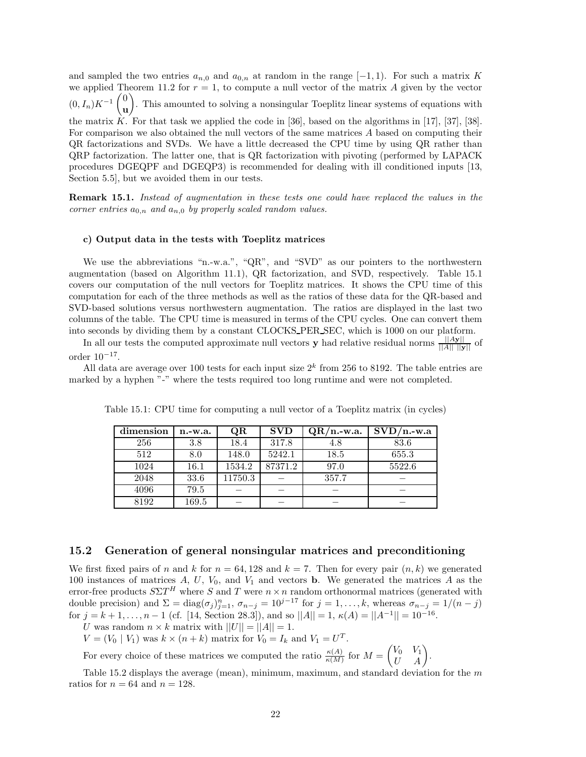and sampled the two entries $a_{n,0}$ and $a_{0,n}$ at random in the range $[-1,1)$. For such a matrix $K$ we applied Theorem 11.2 for $r=1$, to compute a null vector of the matrix $A$ given by the vector $(0, I_n)K^{-1}\begin{pmatrix}0\\ \mathbf{u}\end{pmatrix}$. This amounted to solving a nonsingular Toeplitz linear systems of equations with the matrix $K$. For that task we applied the code in [36], based on the algorithms in [17], [37], [38]. For comparison we also obtained the null vectors of the same matrices $A$ based on computing their QR factorizations and SVDs. We have a little decreased the CPU time by using QR rather than QRP factorization. The latter one, that is QR factorization with pivoting (performed by LAPACK procedures DGEQPF and DGEQP3) is recommended for dealing with ill conditioned inputs [13, Section 5.5], but we avoided them in our tests.

**Remark 15.1.** *Instead of augmentation in these tests one could have replaced the values in the corner entries $a_{0,n}$ and $a_{n,0}$ by properly scaled random values.*

#### c) Output data in the tests with Toeplitz matrices

We use the abbreviations "n.-w.a.", "QR", and "SVD" as our pointers to the northwestern augmentation (based on Algorithm 11.1), QR factorization, and SVD, respectively. Table 15.1 covers our computation of the null vectors for Toeplitz matrices. It shows the CPU time of this computation for each of the three methods as well as the ratios of these data for the QR-based and SVD-based solutions versus northwestern augmentation. The ratios are displayed in the last two columns of the table. The CPU time is measured in terms of the CPU cycles. One can convert them into seconds by dividing them by a constant CLOCKS_PER_SEC, which is 1000 on our platform.

In all our tests the computed approximate null vectors $\mathbf{y}$ had relative residual norms $\frac{||A\mathbf{y}||}{||A||\ ||\mathbf{y}||}$ of order $10^{-17}$.

All data are average over 100 tests for each input size $2^k$ from 256 to 8192. The table entries are marked by a hyphen "-" where the tests required too long runtime and were not completed.

Table 15.1: CPU time for computing a null vector of a Toeplitz matrix (in cycles)

| dimension | n.-w.a. | QR | SVD | QR/n.-w.a. | SVD/n.-w.a |
|---|---|---|---|---|---|
| 256 | 3.8 | 18.4 | 317.8 | 4.8 | 83.6 |
| 512 | 8.0 | 148.0 | 5242.1 | 18.5 | 655.3 |
| 1024 | 16.1 | 1534.2 | 87371.2 | 97.0 | 5522.6 |
| 2048 | 33.6 | 11750.3 | – | 357.7 | – |
| 4096 | 79.5 | – | – | – | – |
| 8192 | 169.5 | – | – | – | – |

## 15.2 Generation of general nonsingular matrices and preconditioning

We first fixed pairs of $n$ and $k$ for $n = 64, 128$ and $k = 7$. Then for every pair $(n,k)$ we generated 100 instances of matrices $A$, $U$, $V_0$, and $V_1$ and vectors $\mathbf{b}$. We generated the matrices $A$ as the error-free products $S\Sigma T^H$ where $S$ and $T$ were $n\times n$ random orthonormal matrices (generated with double precision) and $\Sigma = \operatorname{diag}(\sigma_j)_{j=1}^n$, $\sigma_{n-j} = 10^{j-17}$ for $j = 1,\dots,k$, whereas $\sigma_{n-j} = 1/(n-j)$ for $j = k+1,\dots,n-1$ (cf. [14, Section 28.3]), and so $||A|| = 1$, $\kappa(A) = ||A^{-1}|| = 10^{-16}$.

$U$ was random $n\times k$ matrix with $||U|| = ||A|| = 1$.

$V = (V_0 \mid V_1)$ was $k\times(n+k)$ matrix for $V_0 = I_k$ and $V_1 = U^T$.

For every choice of these matrices we computed the ratio $\frac{\kappa(A)}{\kappa(M)}$ for $M = \begin{pmatrix} V_0 & V_1 \\ U & A\end{pmatrix}$.

Table 15.2 displays the average (mean), minimum, maximum, and standard deviation for the $m$ ratios for $n = 64$ and $n = 128$.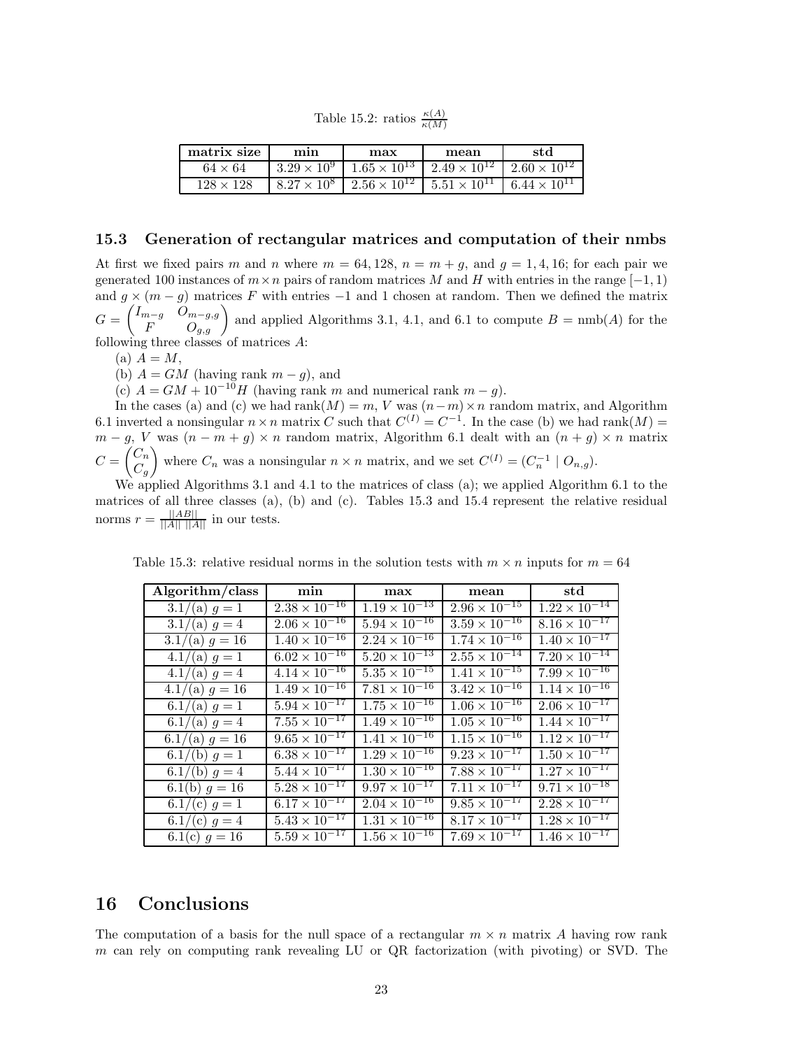Table 15.2: ratios $\frac{\kappa(A)}{\kappa(M)}$

| matrix size | min | max | mean | std |
|---|---|---|---|---|
| $64 \times 64$ | $3.29 \times 10^{9}$ | $1.65 \times 10^{13}$ | $2.49 \times 10^{12}$ | $2.60 \times 10^{12}$ |
| $128 \times 128$ | $8.27 \times 10^{8}$ | $2.56 \times 10^{12}$ | $5.51 \times 10^{11}$ | $6.44 \times 10^{11}$ |

### 15.3 Generation of rectangular matrices and computation of their nmbs

At first we fixed pairs $m$ and $n$ where $m = 64, 128$, $n = m + g$, and $g = 1, 4, 16$; for each pair we generated 100 instances of $m \times n$ pairs of random matrices $M$ and $H$ with entries in the range $[-1, 1)$ and $g \times (m - g)$ matrices $F$ with entries $-1$ and 1 chosen at random. Then we defined the matrix $G = \begin{pmatrix} I_{m-g} & O_{m-g,g} \\ F & O_{g,g} \end{pmatrix}$ and applied Algorithms 3.1, 4.1, and 6.1 to compute $B = \text{nmb}(A)$ for the following three classes of matrices $A$:

(a) $A = M$,

(b) $A = GM$ (having rank $m - g$), and

(c) $A = GM + 10^{-10}H$ (having rank $m$ and numerical rank $m - g$).

In the cases (a) and (c) we had $\text{rank}(M) = m$, $V$ was $(n-m) \times n$ random matrix, and Algorithm 6.1 inverted a nonsingular $n \times n$ matrix $C$ such that $C^{(I)} = C^{-1}$. In the case (b) we had $\text{rank}(M) = m - g$, $V$ was $(n - m + g) \times n$ random matrix, Algorithm 6.1 dealt with an $(n + g) \times n$ matrix $C = \begin{pmatrix} C_n \\ C_g \end{pmatrix}$ where $C_n$ was a nonsingular $n \times n$ matrix, and we set $C^{(I)} = (C_n^{-1} \mid O_{n,g})$.

We applied Algorithms 3.1 and 4.1 to the matrices of class (a); we applied Algorithm 6.1 to the matrices of all three classes (a), (b) and (c). Tables 15.3 and 15.4 represent the relative residual norms $r = \frac{||AB||}{||A|| \, ||A||}$ in our tests.

Table 15.3: relative residual norms in the solution tests with $m \times n$ inputs for $m = 64$

| Algorithm/class | min | max | mean | std |
|---|---|---|---|---|
| 3.1/(a) $g = 1$ | $2.38 \times 10^{-16}$ | $1.19 \times 10^{-13}$ | $2.96 \times 10^{-15}$ | $1.22 \times 10^{-14}$ |
| 3.1/(a) $g = 4$ | $2.06 \times 10^{-16}$ | $5.94 \times 10^{-16}$ | $3.59 \times 10^{-16}$ | $8.16 \times 10^{-17}$ |
| 3.1/(a) $g = 16$ | $1.40 \times 10^{-16}$ | $2.24 \times 10^{-16}$ | $1.74 \times 10^{-16}$ | $1.40 \times 10^{-17}$ |
| 4.1/(a) $g = 1$ | $6.02 \times 10^{-16}$ | $5.20 \times 10^{-13}$ | $2.55 \times 10^{-14}$ | $7.20 \times 10^{-14}$ |
| 4.1/(a) $g = 4$ | $4.14 \times 10^{-16}$ | $5.35 \times 10^{-15}$ | $1.41 \times 10^{-15}$ | $7.99 \times 10^{-16}$ |
| 4.1/(a) $g = 16$ | $1.49 \times 10^{-16}$ | $7.81 \times 10^{-16}$ | $3.42 \times 10^{-16}$ | $1.14 \times 10^{-16}$ |
| 6.1/(a) $g = 1$ | $5.94 \times 10^{-17}$ | $1.75 \times 10^{-16}$ | $1.06 \times 10^{-16}$ | $2.06 \times 10^{-17}$ |
| 6.1/(a) $g = 4$ | $7.55 \times 10^{-17}$ | $1.49 \times 10^{-16}$ | $1.05 \times 10^{-16}$ | $1.44 \times 10^{-17}$ |
| 6.1/(a) $g = 16$ | $9.65 \times 10^{-17}$ | $1.41 \times 10^{-16}$ | $1.15 \times 10^{-16}$ | $1.12 \times 10^{-17}$ |
| 6.1/(b) $g = 1$ | $6.38 \times 10^{-17}$ | $1.29 \times 10^{-16}$ | $9.23 \times 10^{-17}$ | $1.50 \times 10^{-17}$ |
| 6.1/(b) $g = 4$ | $5.44 \times 10^{-17}$ | $1.30 \times 10^{-16}$ | $7.88 \times 10^{-17}$ | $1.27 \times 10^{-17}$ |
| 6.1(b) $g = 16$ | $5.28 \times 10^{-17}$ | $9.97 \times 10^{-17}$ | $7.11 \times 10^{-17}$ | $9.71 \times 10^{-18}$ |
| 6.1/(c) $g = 1$ | $6.17 \times 10^{-17}$ | $2.04 \times 10^{-16}$ | $9.85 \times 10^{-17}$ | $2.28 \times 10^{-17}$ |
| 6.1/(c) $g = 4$ | $5.43 \times 10^{-17}$ | $1.31 \times 10^{-16}$ | $8.17 \times 10^{-17}$ | $1.28 \times 10^{-17}$ |
| 6.1(c) $g = 16$ | $5.59 \times 10^{-17}$ | $1.56 \times 10^{-16}$ | $7.69 \times 10^{-17}$ | $1.46 \times 10^{-17}$ |

## 16 Conclusions

The computation of a basis for the null space of a rectangular $m \times n$ matrix $A$ having row rank $m$ can rely on computing rank revealing LU or QR factorization (with pivoting) or SVD. The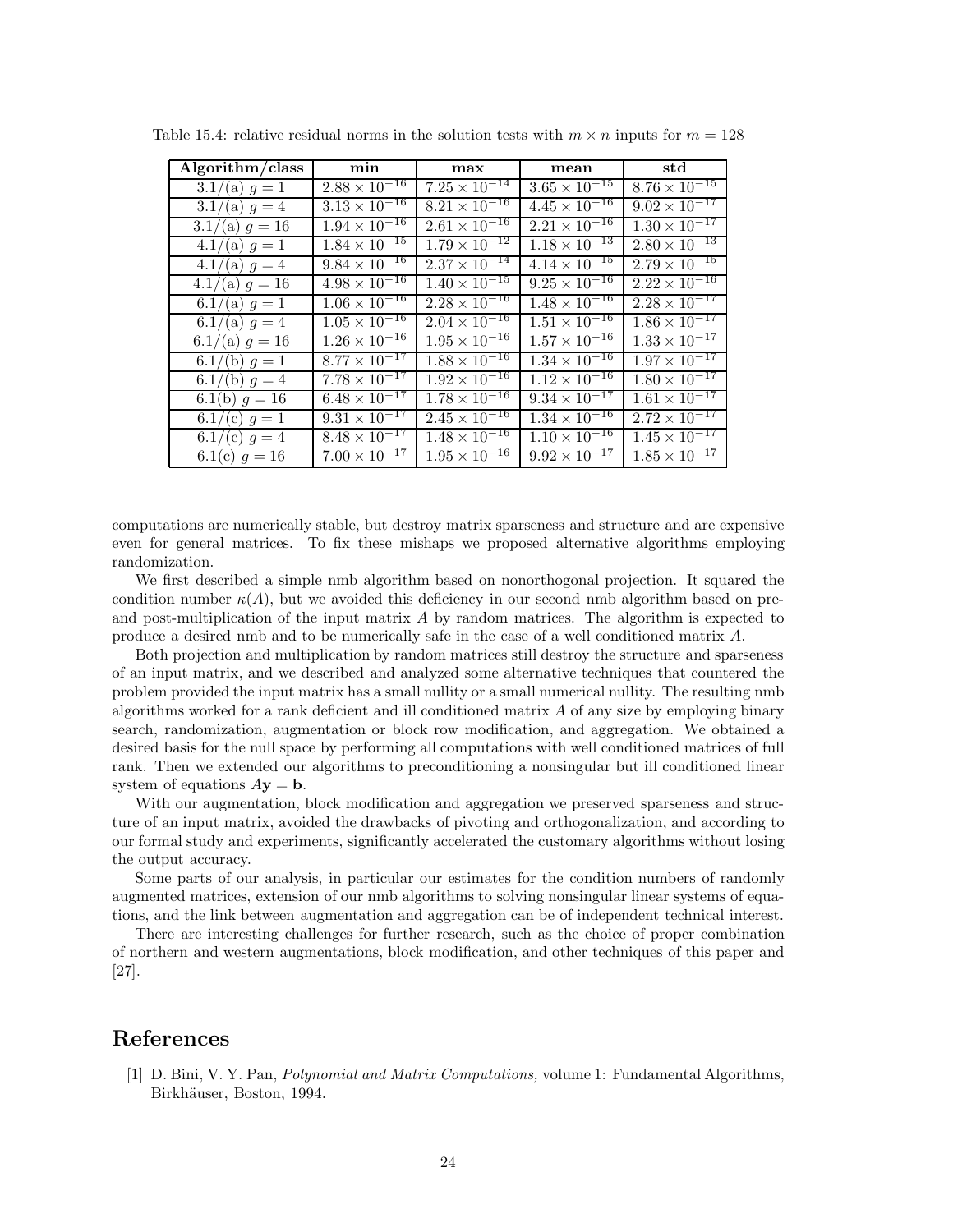Table 15.4: relative residual norms in the solution tests with $m \times n$ inputs for $m = 128$

| Algorithm/class | min | max | mean | std |
|---|---|---|---|---|
| 3.1/(a) $g = 1$ | $2.88 \times 10^{-16}$ | $7.25 \times 10^{-14}$ | $3.65 \times 10^{-15}$ | $8.76 \times 10^{-15}$ |
| 3.1/(a) $g = 4$ | $3.13 \times 10^{-16}$ | $8.21 \times 10^{-16}$ | $4.45 \times 10^{-16}$ | $9.02 \times 10^{-17}$ |
| 3.1/(a) $g = 16$ | $1.94 \times 10^{-16}$ | $2.61 \times 10^{-16}$ | $2.21 \times 10^{-16}$ | $1.30 \times 10^{-17}$ |
| 4.1/(a) $g = 1$ | $1.84 \times 10^{-15}$ | $1.79 \times 10^{-12}$ | $1.18 \times 10^{-13}$ | $2.80 \times 10^{-13}$ |
| 4.1/(a) $g = 4$ | $9.84 \times 10^{-16}$ | $2.37 \times 10^{-14}$ | $4.14 \times 10^{-15}$ | $2.79 \times 10^{-15}$ |
| 4.1/(a) $g = 16$ | $4.98 \times 10^{-16}$ | $1.40 \times 10^{-15}$ | $9.25 \times 10^{-16}$ | $2.22 \times 10^{-16}$ |
| 6.1/(a) $g = 1$ | $1.06 \times 10^{-16}$ | $2.28 \times 10^{-16}$ | $1.48 \times 10^{-16}$ | $2.28 \times 10^{-17}$ |
| 6.1/(a) $g = 4$ | $1.05 \times 10^{-16}$ | $2.04 \times 10^{-16}$ | $1.51 \times 10^{-16}$ | $1.86 \times 10^{-17}$ |
| 6.1/(a) $g = 16$ | $1.26 \times 10^{-16}$ | $1.95 \times 10^{-16}$ | $1.57 \times 10^{-16}$ | $1.33 \times 10^{-17}$ |
| 6.1/(b) $g = 1$ | $8.77 \times 10^{-17}$ | $1.88 \times 10^{-16}$ | $1.34 \times 10^{-16}$ | $1.97 \times 10^{-17}$ |
| 6.1/(b) $g = 4$ | $7.78 \times 10^{-17}$ | $1.92 \times 10^{-16}$ | $1.12 \times 10^{-16}$ | $1.80 \times 10^{-17}$ |
| 6.1(b) $g = 16$ | $6.48 \times 10^{-17}$ | $1.78 \times 10^{-16}$ | $9.34 \times 10^{-17}$ | $1.61 \times 10^{-17}$ |
| 6.1/(c) $g = 1$ | $9.31 \times 10^{-17}$ | $2.45 \times 10^{-16}$ | $1.34 \times 10^{-16}$ | $2.72 \times 10^{-17}$ |
| 6.1/(c) $g = 4$ | $8.48 \times 10^{-17}$ | $1.48 \times 10^{-16}$ | $1.10 \times 10^{-16}$ | $1.45 \times 10^{-17}$ |
| 6.1(c) $g = 16$ | $7.00 \times 10^{-17}$ | $1.95 \times 10^{-16}$ | $9.92 \times 10^{-17}$ | $1.85 \times 10^{-17}$ |

computations are numerically stable, but destroy matrix sparseness and structure and are expensive even for general matrices. To fix these mishaps we proposed alternative algorithms employing randomization.

We first described a simple nmb algorithm based on nonorthogonal projection. It squared the condition number $\kappa(A)$, but we avoided this deficiency in our second nmb algorithm based on pre- and post-multiplication of the input matrix $A$ by random matrices. The algorithm is expected to produce a desired nmb and to be numerically safe in the case of a well conditioned matrix $A$.

Both projection and multiplication by random matrices still destroy the structure and sparseness of an input matrix, and we described and analyzed some alternative techniques that countered the problem provided the input matrix has a small nullity or a small numerical nullity. The resulting nmb algorithms worked for a rank deficient and ill conditioned matrix $A$ of any size by employing binary search, randomization, augmentation or block row modification, and aggregation. We obtained a desired basis for the null space by performing all computations with well conditioned matrices of full rank. Then we extended our algorithms to preconditioning a nonsingular but ill conditioned linear system of equations $A\mathbf{y} = \mathbf{b}$.

With our augmentation, block modification and aggregation we preserved sparseness and structure of an input matrix, avoided the drawbacks of pivoting and orthogonalization, and according to our formal study and experiments, significantly accelerated the customary algorithms without losing the output accuracy.

Some parts of our analysis, in particular our estimates for the condition numbers of randomly augmented matrices, extension of our nmb algorithms to solving nonsingular linear systems of equations, and the link between augmentation and aggregation can be of independent technical interest.

There are interesting challenges for further research, such as the choice of proper combination of northern and western augmentations, block modification, and other techniques of this paper and [27].

# References

[1] D. Bini, V. Y. Pan, *Polynomial and Matrix Computations,* volume 1: Fundamental Algorithms, Birkhäuser, Boston, 1994.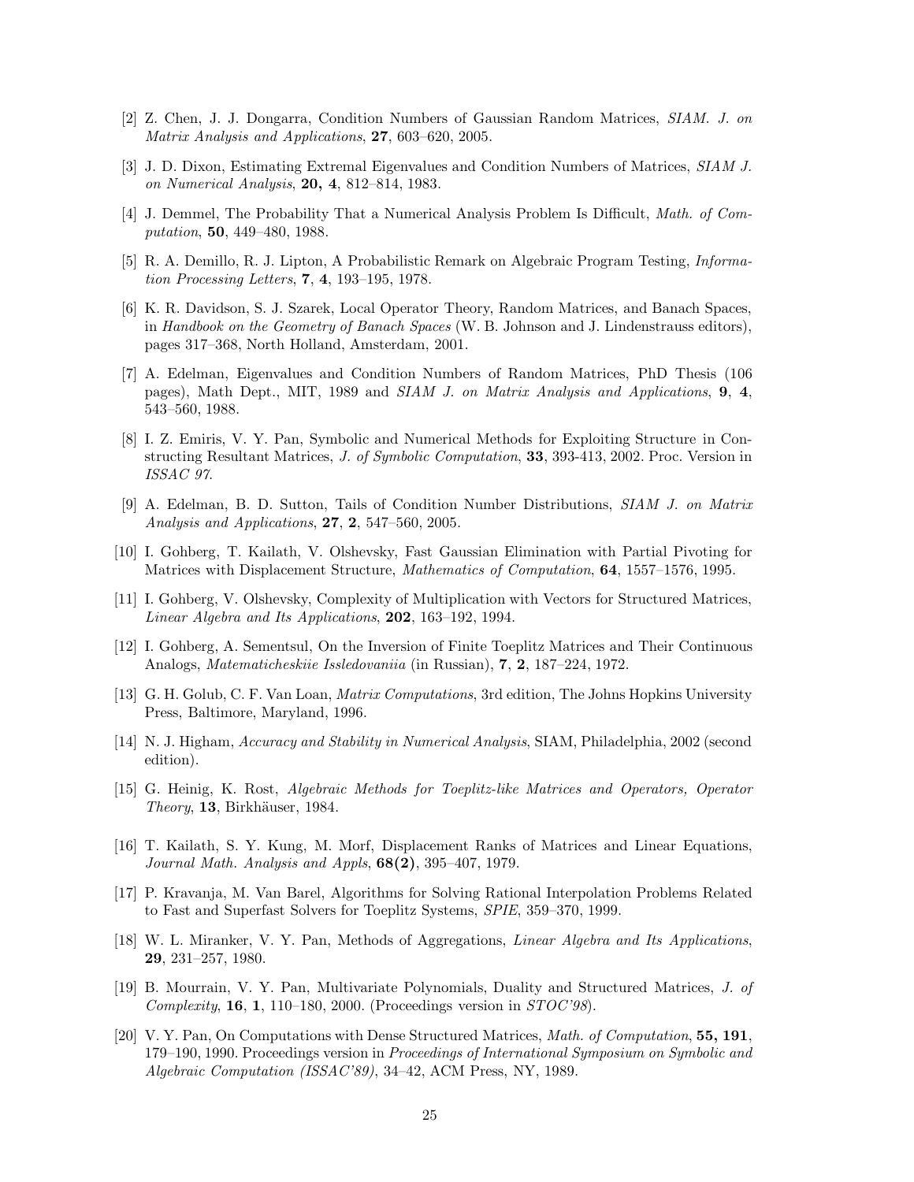[2] Z. Chen, J. J. Dongarra, Condition Numbers of Gaussian Random Matrices, *SIAM. J. on Matrix Analysis and Applications*, **27**, 603–620, 2005.

[3] J. D. Dixon, Estimating Extremal Eigenvalues and Condition Numbers of Matrices, *SIAM J. on Numerical Analysis*, **20, 4**, 812–814, 1983.

[4] J. Demmel, The Probability That a Numerical Analysis Problem Is Difficult, *Math. of Computation*, **50**, 449–480, 1988.

[5] R. A. Demillo, R. J. Lipton, A Probabilistic Remark on Algebraic Program Testing, *Information Processing Letters*, **7**, **4**, 193–195, 1978.

[6] K. R. Davidson, S. J. Szarek, Local Operator Theory, Random Matrices, and Banach Spaces, in *Handbook on the Geometry of Banach Spaces* (W. B. Johnson and J. Lindenstrauss editors), pages 317–368, North Holland, Amsterdam, 2001.

[7] A. Edelman, Eigenvalues and Condition Numbers of Random Matrices, PhD Thesis (106 pages), Math Dept., MIT, 1989 and *SIAM J. on Matrix Analysis and Applications*, **9**, **4**, 543–560, 1988.

[8] I. Z. Emiris, V. Y. Pan, Symbolic and Numerical Methods for Exploiting Structure in Constructing Resultant Matrices, *J. of Symbolic Computation*, **33**, 393-413, 2002. Proc. Version in *ISSAC 97*.

[9] A. Edelman, B. D. Sutton, Tails of Condition Number Distributions, *SIAM J. on Matrix Analysis and Applications*, **27**, **2**, 547–560, 2005.

[10] I. Gohberg, T. Kailath, V. Olshevsky, Fast Gaussian Elimination with Partial Pivoting for Matrices with Displacement Structure, *Mathematics of Computation*, **64**, 1557–1576, 1995.

[11] I. Gohberg, V. Olshevsky, Complexity of Multiplication with Vectors for Structured Matrices, *Linear Algebra and Its Applications*, **202**, 163–192, 1994.

[12] I. Gohberg, A. Sementsul, On the Inversion of Finite Toeplitz Matrices and Their Continuous Analogs, *Matematicheskiie Issledovaniia* (in Russian), **7**, **2**, 187–224, 1972.

[13] G. H. Golub, C. F. Van Loan, *Matrix Computations*, 3rd edition, The Johns Hopkins University Press, Baltimore, Maryland, 1996.

[14] N. J. Higham, *Accuracy and Stability in Numerical Analysis*, SIAM, Philadelphia, 2002 (second edition).

[15] G. Heinig, K. Rost, *Algebraic Methods for Toeplitz-like Matrices and Operators, Operator Theory*, **13**, Birkhäuser, 1984.

[16] T. Kailath, S. Y. Kung, M. Morf, Displacement Ranks of Matrices and Linear Equations, *Journal Math. Analysis and Appls*, **68(2)**, 395–407, 1979.

[17] P. Kravanja, M. Van Barel, Algorithms for Solving Rational Interpolation Problems Related to Fast and Superfast Solvers for Toeplitz Systems, *SPIE*, 359–370, 1999.

[18] W. L. Miranker, V. Y. Pan, Methods of Aggregations, *Linear Algebra and Its Applications*, **29**, 231–257, 1980.

[19] B. Mourrain, V. Y. Pan, Multivariate Polynomials, Duality and Structured Matrices, *J. of Complexity*, **16**, **1**, 110–180, 2000. (Proceedings version in *STOC'98*).

[20] V. Y. Pan, On Computations with Dense Structured Matrices, *Math. of Computation*, **55, 191**, 179–190, 1990. Proceedings version in *Proceedings of International Symposium on Symbolic and Algebraic Computation (ISSAC'89)*, 34–42, ACM Press, NY, 1989.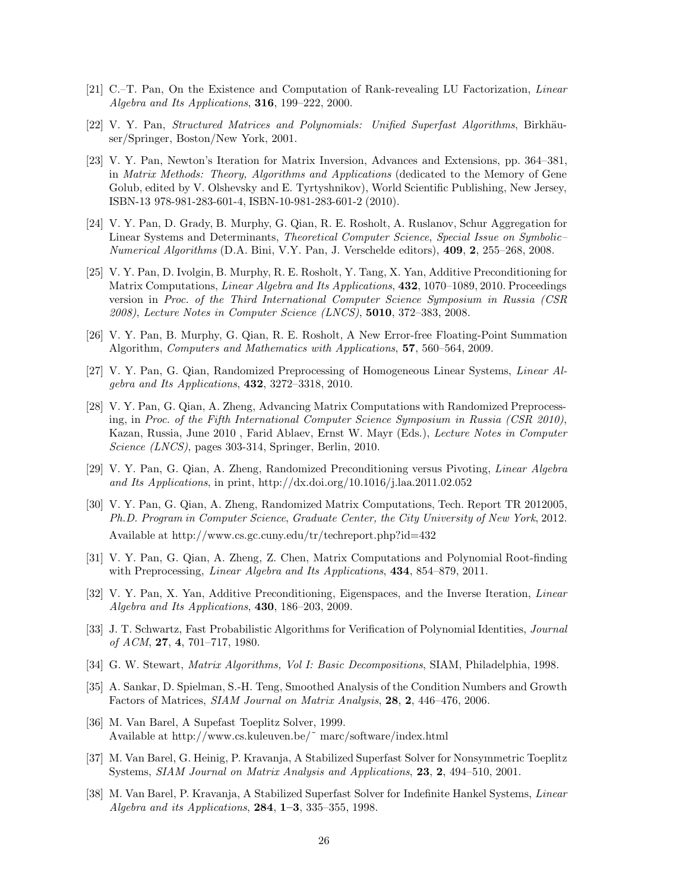[21] C.–T. Pan, On the Existence and Computation of Rank-revealing LU Factorization, *Linear Algebra and Its Applications*, **316**, 199–222, 2000.

[22] V. Y. Pan, *Structured Matrices and Polynomials: Unified Superfast Algorithms*, Birkhäuser/Springer, Boston/New York, 2001.

[23] V. Y. Pan, Newton's Iteration for Matrix Inversion, Advances and Extensions, pp. 364–381, in *Matrix Methods: Theory, Algorithms and Applications* (dedicated to the Memory of Gene Golub, edited by V. Olshevsky and E. Tyrtyshnikov), World Scientific Publishing, New Jersey, ISBN-13 978-981-283-601-4, ISBN-10-981-283-601-2 (2010).

[24] V. Y. Pan, D. Grady, B. Murphy, G. Qian, R. E. Rosholt, A. Ruslanov, Schur Aggregation for Linear Systems and Determinants, *Theoretical Computer Science*, *Special Issue on Symbolic–Numerical Algorithms* (D.A. Bini, V.Y. Pan, J. Verschelde editors), **409**, **2**, 255–268, 2008.

[25] V. Y. Pan, D. Ivolgin, B. Murphy, R. E. Rosholt, Y. Tang, X. Yan, Additive Preconditioning for Matrix Computations, *Linear Algebra and Its Applications*, **432**, 1070–1089, 2010. Proceedings version in *Proc. of the Third International Computer Science Symposium in Russia (CSR 2008)*, *Lecture Notes in Computer Science (LNCS)*, **5010**, 372–383, 2008.

[26] V. Y. Pan, B. Murphy, G. Qian, R. E. Rosholt, A New Error-free Floating-Point Summation Algorithm, *Computers and Mathematics with Applications*, **57**, 560–564, 2009.

[27] V. Y. Pan, G. Qian, Randomized Preprocessing of Homogeneous Linear Systems, *Linear Algebra and Its Applications*, **432**, 3272–3318, 2010.

[28] V. Y. Pan, G. Qian, A. Zheng, Advancing Matrix Computations with Randomized Preprocessing, in *Proc. of the Fifth International Computer Science Symposium in Russia (CSR 2010)*, Kazan, Russia, June 2010 , Farid Ablaev, Ernst W. Mayr (Eds.), *Lecture Notes in Computer Science (LNCS)*, pages 303-314, Springer, Berlin, 2010.

[29] V. Y. Pan, G. Qian, A. Zheng, Randomized Preconditioning versus Pivoting, *Linear Algebra and Its Applications*, in print, http://dx.doi.org/10.1016/j.laa.2011.02.052

[30] V. Y. Pan, G. Qian, A. Zheng, Randomized Matrix Computations, Tech. Report TR 2012005, *Ph.D. Program in Computer Science*, *Graduate Center, the City University of New York*, 2012. Available at http://www.cs.gc.cuny.edu/tr/techreport.php?id=432

[31] V. Y. Pan, G. Qian, A. Zheng, Z. Chen, Matrix Computations and Polynomial Root-finding with Preprocessing, *Linear Algebra and Its Applications*, **434**, 854–879, 2011.

[32] V. Y. Pan, X. Yan, Additive Preconditioning, Eigenspaces, and the Inverse Iteration, *Linear Algebra and Its Applications*, **430**, 186–203, 2009.

[33] J. T. Schwartz, Fast Probabilistic Algorithms for Verification of Polynomial Identities, *Journal of ACM*, **27**, **4**, 701–717, 1980.

[34] G. W. Stewart, *Matrix Algorithms, Vol I: Basic Decompositions*, SIAM, Philadelphia, 1998.

[35] A. Sankar, D. Spielman, S.-H. Teng, Smoothed Analysis of the Condition Numbers and Growth Factors of Matrices, *SIAM Journal on Matrix Analysis*, **28**, **2**, 446–476, 2006.

[36] M. Van Barel, A Supefast Toeplitz Solver, 1999. Available at http://www.cs.kuleuven.be/~ marc/software/index.html

[37] M. Van Barel, G. Heinig, P. Kravanja, A Stabilized Superfast Solver for Nonsymmetric Toeplitz Systems, *SIAM Journal on Matrix Analysis and Applications*, **23**, **2**, 494–510, 2001.

[38] M. Van Barel, P. Kravanja, A Stabilized Superfast Solver for Indefinite Hankel Systems, *Linear Algebra and its Applications*, **284**, **1–3**, 335–355, 1998.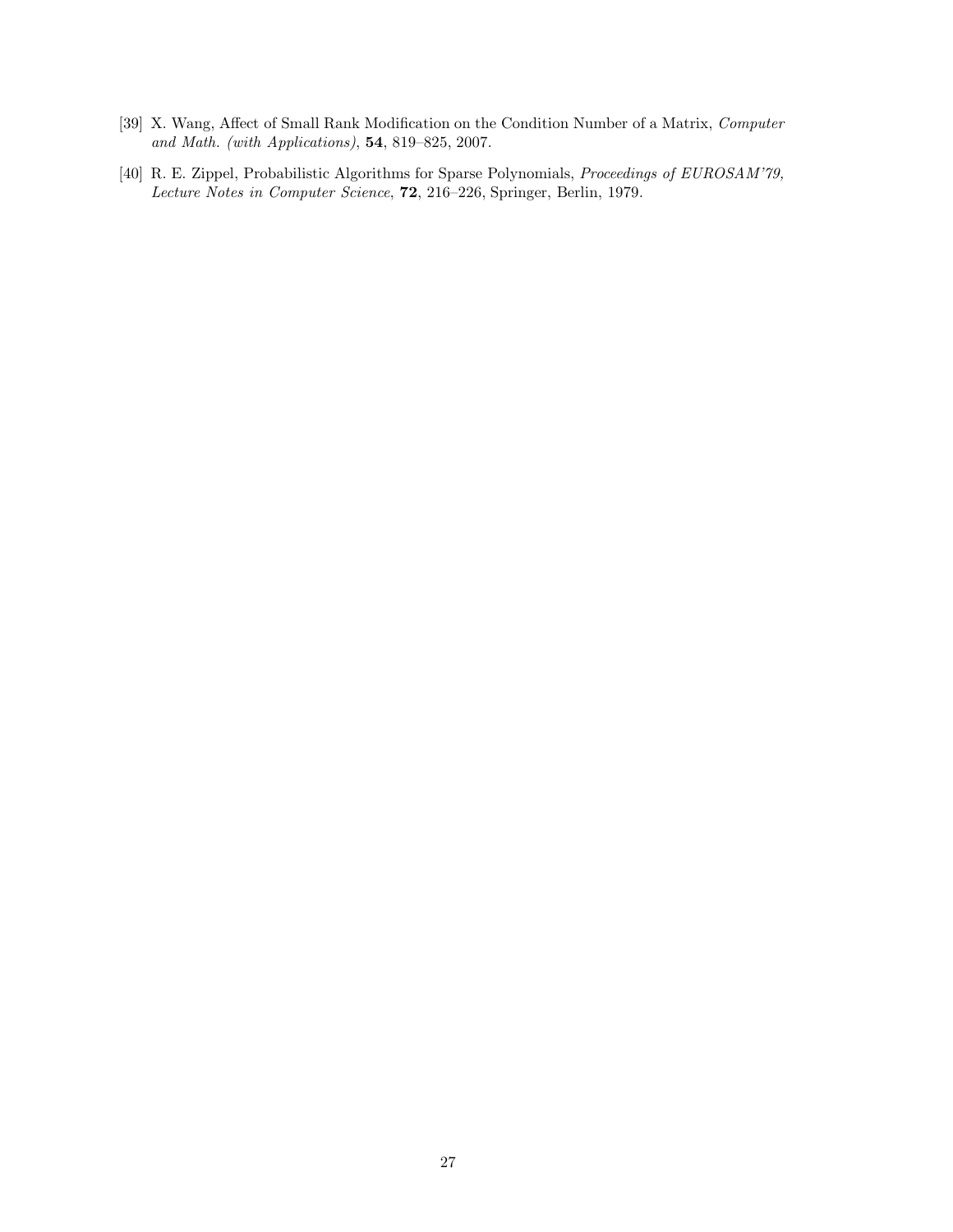[39] X. Wang, Affect of Small Rank Modification on the Condition Number of a Matrix, *Computer and Math. (with Applications)*, **54**, 819–825, 2007.

[40] R. E. Zippel, Probabilistic Algorithms for Sparse Polynomials, *Proceedings of EUROSAM'79, Lecture Notes in Computer Science*, **72**, 216–226, Springer, Berlin, 1979.